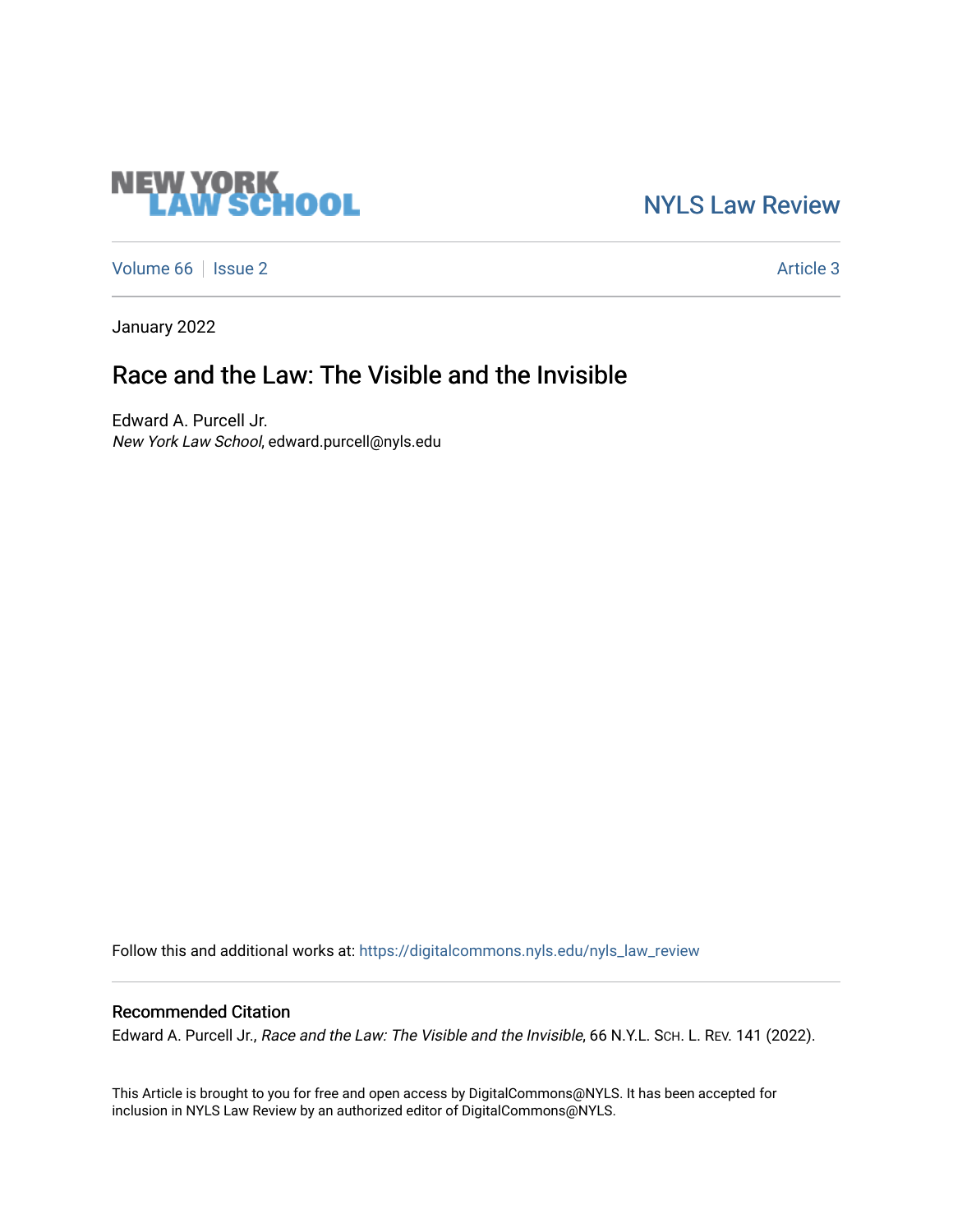NEW YORK LAW SCHOOL

NYLS Law Review

Volume 66 | Issue 2 | Article 3

January 2022

# Race and the Law: The Visible and the Invisible

Edward A. Purcell Jr.
*New York Law School*, edward.purcell@nyls.edu

Follow this and additional works at: https://digitalcommons.nyls.edu/nyls_law_review

## Recommended Citation

Edward A. Purcell Jr., *Race and the Law: The Visible and the Invisible*, 66 N.Y.L. SCH. L. REV. 141 (2022).

This Article is brought to you for free and open access by DigitalCommons@NYLS. It has been accepted for inclusion in NYLS Law Review by an authorized editor of DigitalCommons@NYLS.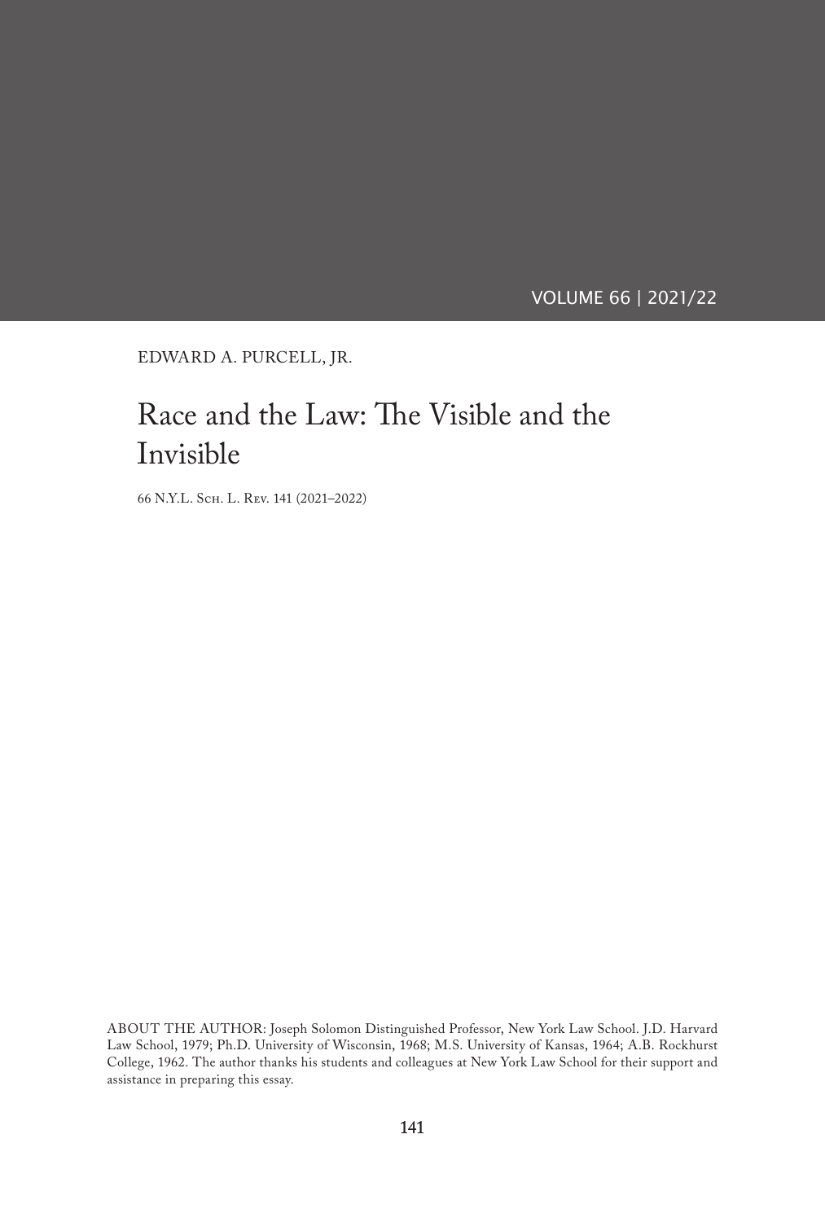EDWARD A. PURCELL, JR.

# Race and the Law: The Visible and the Invisible

66 N.Y.L. Sch. L. Rev. 141 (2021–2022)

ABOUT THE AUTHOR: Joseph Solomon Distinguished Professor, New York Law School. J.D. Harvard Law School, 1979; Ph.D. University of Wisconsin, 1968; M.S. University of Kansas, 1964; A.B. Rockhurst College, 1962. The author thanks his students and colleagues at New York Law School for their support and assistance in preparing this essay.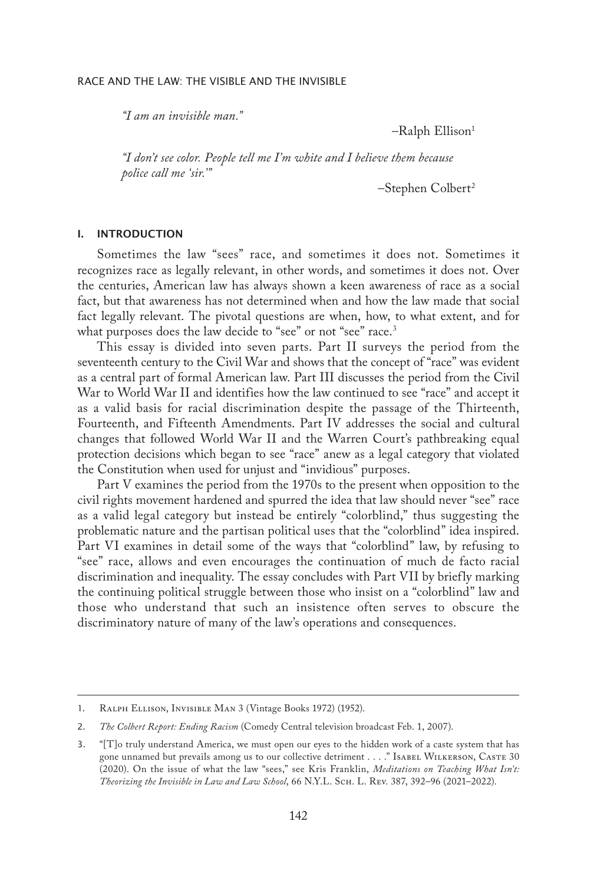# RACE AND THE LAW: THE VISIBLE AND THE INVISIBLE

> *"I am an invisible man."*
>
> –Ralph Ellison[1]

> *"I don't see color. People tell me I'm white and I believe them because police call me 'sir.'"*
>
> –Stephen Colbert[2]

## I. INTRODUCTION

Sometimes the law "sees" race, and sometimes it does not. Sometimes it recognizes race as legally relevant, in other words, and sometimes it does not. Over the centuries, American law has always shown a keen awareness of race as a social fact, but that awareness has not determined when and how the law made that social fact legally relevant. The pivotal questions are when, how, to what extent, and for what purposes does the law decide to "see" or not "see" race.[3]

This essay is divided into seven parts. Part II surveys the period from the seventeenth century to the Civil War and shows that the concept of "race" was evident as a central part of formal American law. Part III discusses the period from the Civil War to World War II and identifies how the law continued to see "race" and accept it as a valid basis for racial discrimination despite the passage of the Thirteenth, Fourteenth, and Fifteenth Amendments. Part IV addresses the social and cultural changes that followed World War II and the Warren Court's pathbreaking equal protection decisions which began to see "race" anew as a legal category that violated the Constitution when used for unjust and "invidious" purposes.

Part V examines the period from the 1970s to the present when opposition to the civil rights movement hardened and spurred the idea that law should never "see" race as a valid legal category but instead be entirely "colorblind," thus suggesting the problematic nature and the partisan political uses that the "colorblind" idea inspired. Part VI examines in detail some of the ways that "colorblind" law, by refusing to "see" race, allows and even encourages the continuation of much de facto racial discrimination and inequality. The essay concludes with Part VII by briefly marking the continuing political struggle between those who insist on a "colorblind" law and those who understand that such an insistence often serves to obscure the discriminatory nature of many of the law's operations and consequences.

---

1. Ralph Ellison, Invisible Man 3 (Vintage Books 1972) (1952).

2. *The Colbert Report: Ending Racism* (Comedy Central television broadcast Feb. 1, 2007).

3. "[T]o truly understand America, we must open our eyes to the hidden work of a caste system that has gone unnamed but prevails among us to our collective detriment . . . ." Isabel Wilkerson, Caste 30 (2020). On the issue of what the law "sees," see Kris Franklin, *Meditations on Teaching What Isn't: Theorizing the Invisible in Law and Law School*, 66 N.Y.L. Sch. L. Rev. 387, 392–96 (2021–2022).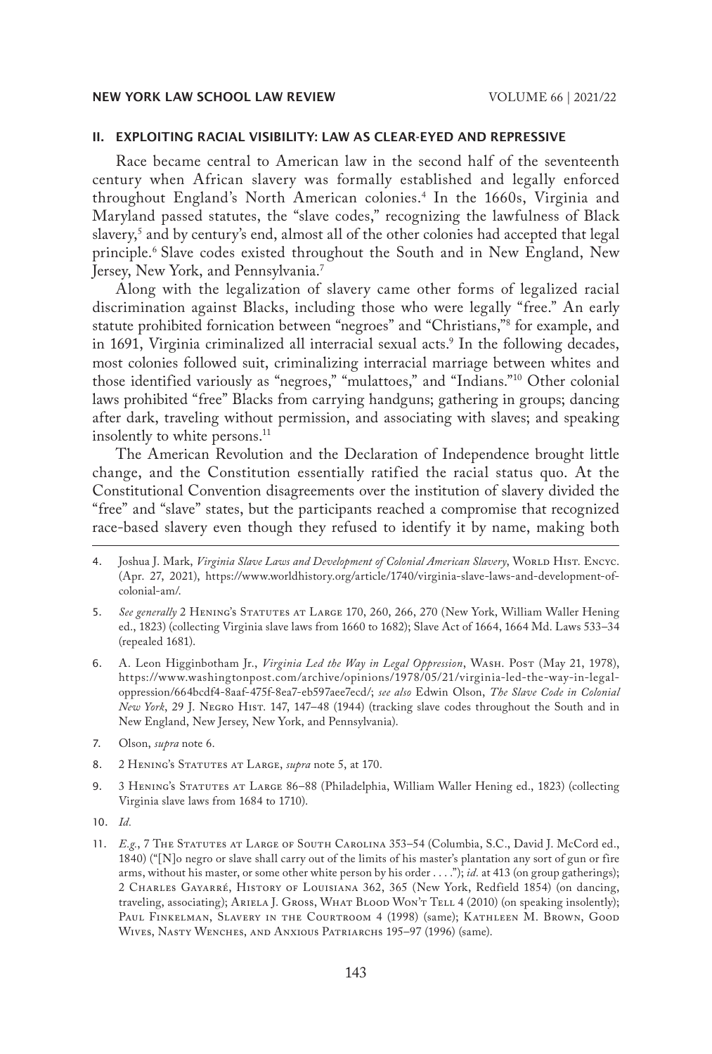## II. EXPLOITING RACIAL VISIBILITY: LAW AS CLEAR-EYED AND REPRESSIVE

Race became central to American law in the second half of the seventeenth century when African slavery was formally established and legally enforced throughout England's North American colonies.[4] In the 1660s, Virginia and Maryland passed statutes, the "slave codes," recognizing the lawfulness of Black slavery,[5] and by century's end, almost all of the other colonies had accepted that legal principle.[6] Slave codes existed throughout the South and in New England, New Jersey, New York, and Pennsylvania.[7]

Along with the legalization of slavery came other forms of legalized racial discrimination against Blacks, including those who were legally "free." An early statute prohibited fornication between "negroes" and "Christians,"[8] for example, and in 1691, Virginia criminalized all interracial sexual acts.[9] In the following decades, most colonies followed suit, criminalizing interracial marriage between whites and those identified variously as "negroes," "mulattoes," and "Indians."[10] Other colonial laws prohibited "free" Blacks from carrying handguns; gathering in groups; dancing after dark, traveling without permission, and associating with slaves; and speaking insolently to white persons.[11]

The American Revolution and the Declaration of Independence brought little change, and the Constitution essentially ratified the racial status quo. At the Constitutional Convention disagreements over the institution of slavery divided the "free" and "slave" states, but the participants reached a compromise that recognized race-based slavery even though they refused to identify it by name, making both

---

4. Joshua J. Mark, *Virginia Slave Laws and Development of Colonial American Slavery*, World Hist. Encyc. (Apr. 27, 2021), https://www.worldhistory.org/article/1740/virginia-slave-laws-and-development-of-colonial-am/.

5. *See generally* 2 Hening's Statutes at Large 170, 260, 266, 270 (New York, William Waller Hening ed., 1823) (collecting Virginia slave laws from 1660 to 1682); Slave Act of 1664, 1664 Md. Laws 533–34 (repealed 1681).

6. A. Leon Higginbotham Jr., *Virginia Led the Way in Legal Oppression*, Wash. Post (May 21, 1978), https://www.washingtonpost.com/archive/opinions/1978/05/21/virginia-led-the-way-in-legal-oppression/664bcdf4-8aaf-475f-8ea7-eb597aee7ecd/; *see also* Edwin Olson, *The Slave Code in Colonial New York*, 29 J. Negro Hist. 147, 147–48 (1944) (tracking slave codes throughout the South and in New England, New Jersey, New York, and Pennsylvania).

7. Olson, *supra* note 6.

8. 2 Hening's Statutes at Large, *supra* note 5, at 170.

9. 3 Hening's Statutes at Large 86–88 (Philadelphia, William Waller Hening ed., 1823) (collecting Virginia slave laws from 1684 to 1710).

10. *Id.*

11. *E.g.*, 7 The Statutes at Large of South Carolina 353–54 (Columbia, S.C., David J. McCord ed., 1840) ("[N]o negro or slave shall carry out of the limits of his master's plantation any sort of gun or fire arms, without his master, or some other white person by his order . . . ."); *id.* at 413 (on group gatherings); 2 Charles Gayarré, History of Louisiana 362, 365 (New York, Redfield 1854) (on dancing, traveling, associating); Ariela J. Gross, What Blood Won't Tell 4 (2010) (on speaking insolently); Paul Finkelman, Slavery in the Courtroom 4 (1998) (same); Kathleen M. Brown, Good Wives, Nasty Wenches, and Anxious Patriarchs 195–97 (1996) (same).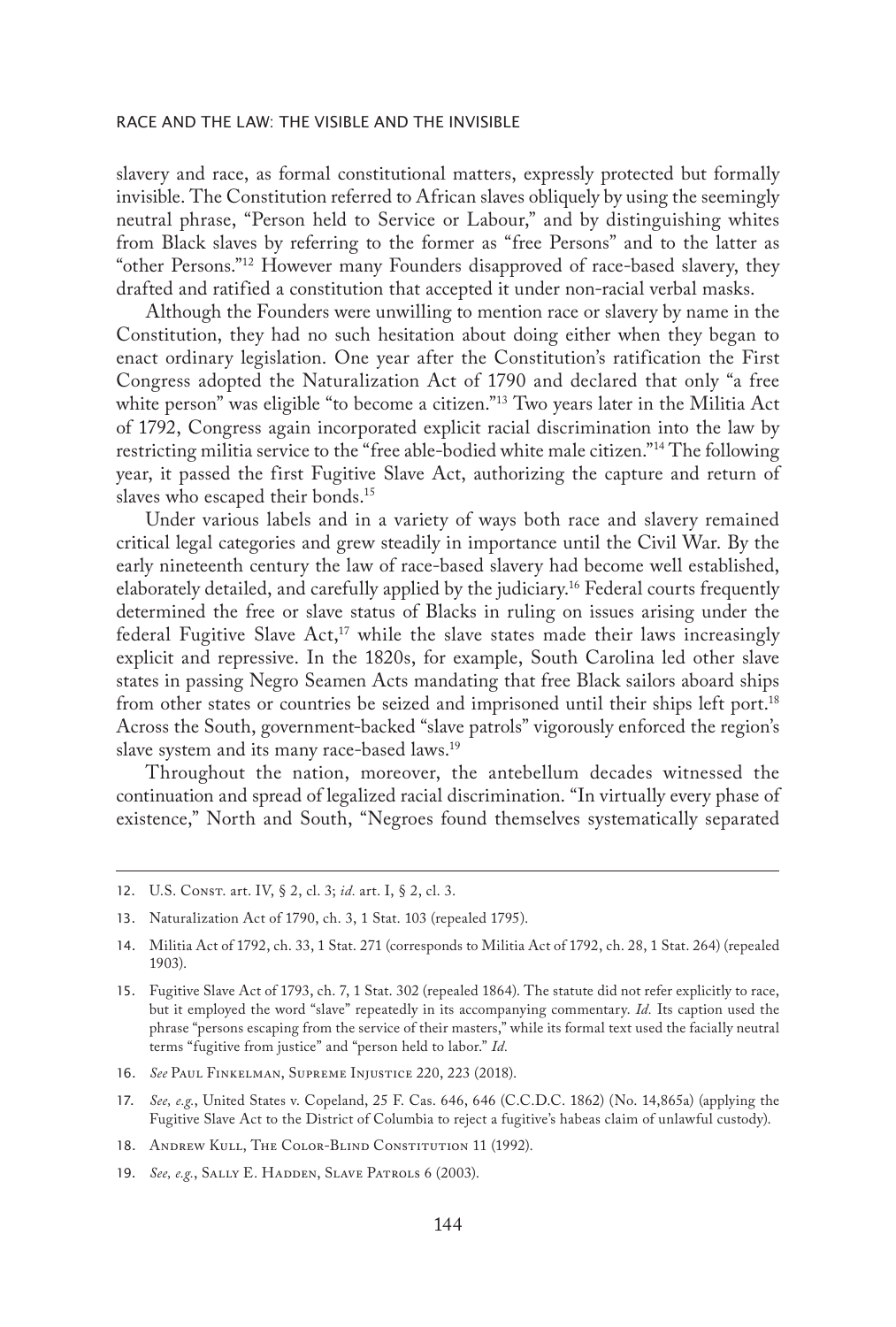slavery and race, as formal constitutional matters, expressly protected but formally invisible. The Constitution referred to African slaves obliquely by using the seemingly neutral phrase, "Person held to Service or Labour," and by distinguishing whites from Black slaves by referring to the former as "free Persons" and to the latter as "other Persons."[12] However many Founders disapproved of race-based slavery, they drafted and ratified a constitution that accepted it under non-racial verbal masks.

Although the Founders were unwilling to mention race or slavery by name in the Constitution, they had no such hesitation about doing either when they began to enact ordinary legislation. One year after the Constitution's ratification the First Congress adopted the Naturalization Act of 1790 and declared that only "a free white person" was eligible "to become a citizen."[13] Two years later in the Militia Act of 1792, Congress again incorporated explicit racial discrimination into the law by restricting militia service to the "free able-bodied white male citizen."[14] The following year, it passed the first Fugitive Slave Act, authorizing the capture and return of slaves who escaped their bonds.[15]

Under various labels and in a variety of ways both race and slavery remained critical legal categories and grew steadily in importance until the Civil War. By the early nineteenth century the law of race-based slavery had become well established, elaborately detailed, and carefully applied by the judiciary.[16] Federal courts frequently determined the free or slave status of Blacks in ruling on issues arising under the federal Fugitive Slave Act,[17] while the slave states made their laws increasingly explicit and repressive. In the 1820s, for example, South Carolina led other slave states in passing Negro Seamen Acts mandating that free Black sailors aboard ships from other states or countries be seized and imprisoned until their ships left port.[18] Across the South, government-backed "slave patrols" vigorously enforced the region's slave system and its many race-based laws.[19]

Throughout the nation, moreover, the antebellum decades witnessed the continuation and spread of legalized racial discrimination. "In virtually every phase of existence," North and South, "Negroes found themselves systematically separated

---

12. U.S. Const. art. IV, § 2, cl. 3; *id.* art. I, § 2, cl. 3.

13. Naturalization Act of 1790, ch. 3, 1 Stat. 103 (repealed 1795).

14. Militia Act of 1792, ch. 33, 1 Stat. 271 (corresponds to Militia Act of 1792, ch. 28, 1 Stat. 264) (repealed 1903).

15. Fugitive Slave Act of 1793, ch. 7, 1 Stat. 302 (repealed 1864). The statute did not refer explicitly to race, but it employed the word "slave" repeatedly in its accompanying commentary. *Id.* Its caption used the phrase "persons escaping from the service of their masters," while its formal text used the facially neutral terms "fugitive from justice" and "person held to labor." *Id.*

16. *See* Paul Finkelman, Supreme Injustice 220, 223 (2018).

17. *See, e.g.*, United States v. Copeland, 25 F. Cas. 646, 646 (C.C.D.C. 1862) (No. 14,865a) (applying the Fugitive Slave Act to the District of Columbia to reject a fugitive's habeas claim of unlawful custody).

18. Andrew Kull, The Color-Blind Constitution 11 (1992).

19. *See, e.g.*, Sally E. Hadden, Slave Patrols 6 (2003).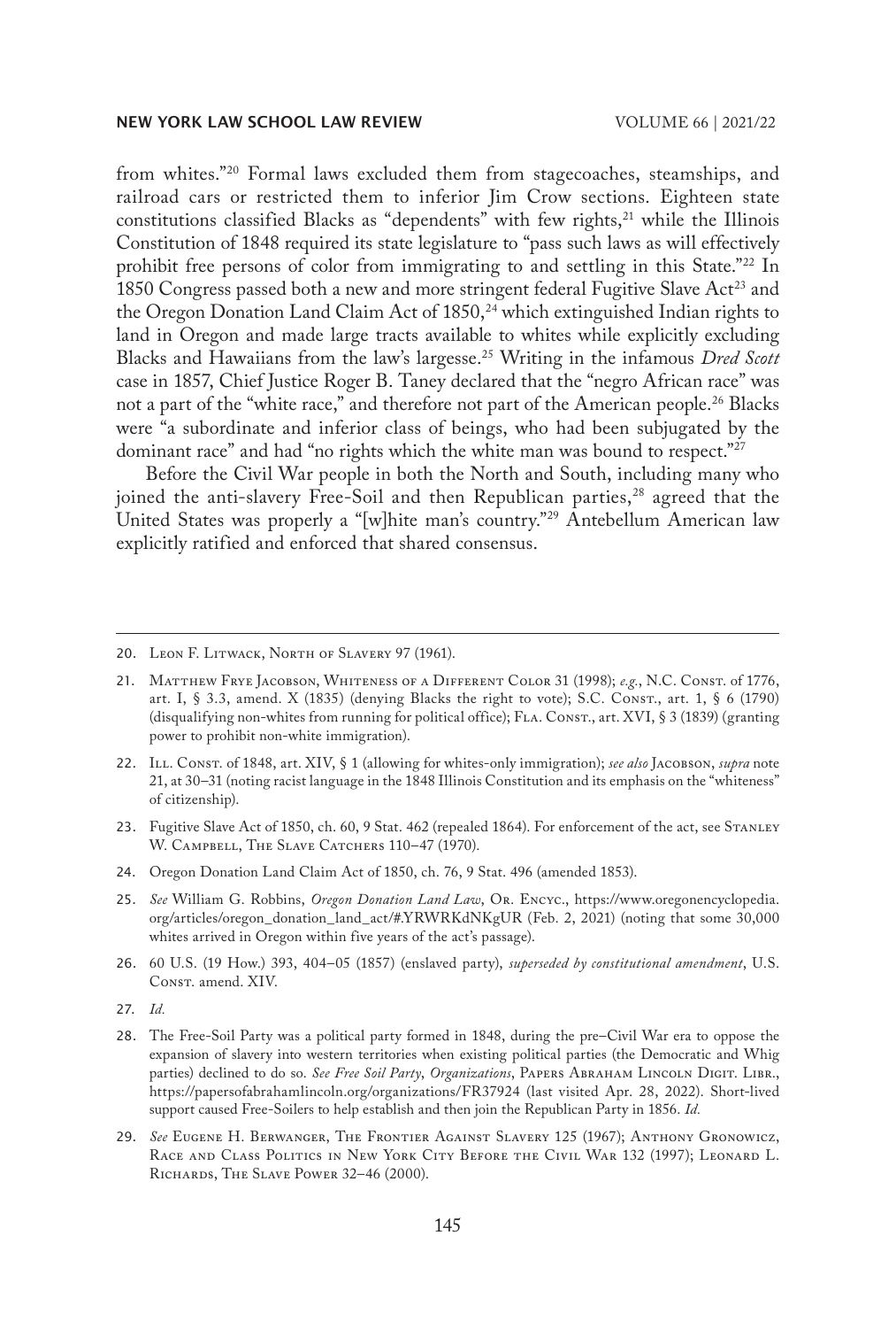from whites."[20] Formal laws excluded them from stagecoaches, steamships, and railroad cars or restricted them to inferior Jim Crow sections. Eighteen state constitutions classified Blacks as "dependents" with few rights,[21] while the Illinois Constitution of 1848 required its state legislature to "pass such laws as will effectively prohibit free persons of color from immigrating to and settling in this State."[22] In 1850 Congress passed both a new and more stringent federal Fugitive Slave Act[23] and the Oregon Donation Land Claim Act of 1850,[24] which extinguished Indian rights to land in Oregon and made large tracts available to whites while explicitly excluding Blacks and Hawaiians from the law's largesse.[25] Writing in the infamous *Dred Scott* case in 1857, Chief Justice Roger B. Taney declared that the "negro African race" was not a part of the "white race," and therefore not part of the American people.[26] Blacks were "a subordinate and inferior class of beings, who had been subjugated by the dominant race" and had "no rights which the white man was bound to respect."[27]

Before the Civil War people in both the North and South, including many who joined the anti-slavery Free-Soil and then Republican parties,[28] agreed that the United States was properly a "[w]hite man's country."[29] Antebellum American law explicitly ratified and enforced that shared consensus.

---

20. Leon F. Litwack, North of Slavery 97 (1961).

21. Matthew Frye Jacobson, Whiteness of a Different Color 31 (1998); *e.g.*, N.C. Const. of 1776, art. I, § 3.3, amend. X (1835) (denying Blacks the right to vote); S.C. Const., art. 1, § 6 (1790) (disqualifying non-whites from running for political office); Fla. Const., art. XVI, § 3 (1839) (granting power to prohibit non-white immigration).

22. Ill. Const. of 1848, art. XIV, § 1 (allowing for whites-only immigration); *see also* Jacobson, *supra* note 21, at 30–31 (noting racist language in the 1848 Illinois Constitution and its emphasis on the "whiteness" of citizenship).

23. Fugitive Slave Act of 1850, ch. 60, 9 Stat. 462 (repealed 1864). For enforcement of the act, see Stanley W. Campbell, The Slave Catchers 110–47 (1970).

24. Oregon Donation Land Claim Act of 1850, ch. 76, 9 Stat. 496 (amended 1853).

25. *See* William G. Robbins, *Oregon Donation Land Law*, Or. Encyc., https://www.oregonencyclopedia.org/articles/oregon_donation_land_act/#.YRWRKdNKgUR (Feb. 2, 2021) (noting that some 30,000 whites arrived in Oregon within five years of the act's passage).

26. 60 U.S. (19 How.) 393, 404–05 (1857) (enslaved party), *superseded by constitutional amendment*, U.S. Const. amend. XIV.

27. *Id.*

28. The Free-Soil Party was a political party formed in 1848, during the pre–Civil War era to oppose the expansion of slavery into western territories when existing political parties (the Democratic and Whig parties) declined to do so. *See Free Soil Party*, *Organizations*, Papers Abraham Lincoln Digit. Libr., https://papersofabrahamlincoln.org/organizations/FR37924 (last visited Apr. 28, 2022). Short-lived support caused Free-Soilers to help establish and then join the Republican Party in 1856. *Id.*

29. *See* Eugene H. Berwanger, The Frontier Against Slavery 125 (1967); Anthony Gronowicz, Race and Class Politics in New York City Before the Civil War 132 (1997); Leonard L. Richards, The Slave Power 32–46 (2000).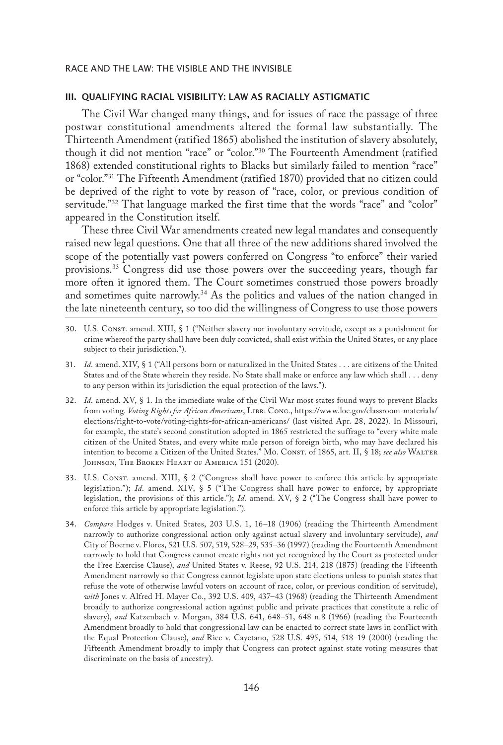### III. QUALIFYING RACIAL VISIBILITY: LAW AS RACIALLY ASTIGMATIC

The Civil War changed many things, and for issues of race the passage of three postwar constitutional amendments altered the formal law substantially. The Thirteenth Amendment (ratified 1865) abolished the institution of slavery absolutely, though it did not mention "race" or "color."[30] The Fourteenth Amendment (ratified 1868) extended constitutional rights to Blacks but similarly failed to mention "race" or "color."[31] The Fifteenth Amendment (ratified 1870) provided that no citizen could be deprived of the right to vote by reason of "race, color, or previous condition of servitude."[32] That language marked the first time that the words "race" and "color" appeared in the Constitution itself.

These three Civil War amendments created new legal mandates and consequently raised new legal questions. One that all three of the new additions shared involved the scope of the potentially vast powers conferred on Congress "to enforce" their varied provisions.[33] Congress did use those powers over the succeeding years, though far more often it ignored them. The Court sometimes construed those powers broadly and sometimes quite narrowly.[34] As the politics and values of the nation changed in the late nineteenth century, so too did the willingness of Congress to use those powers

---

30. U.S. Const. amend. XIII, § 1 ("Neither slavery nor involuntary servitude, except as a punishment for crime whereof the party shall have been duly convicted, shall exist within the United States, or any place subject to their jurisdiction.").

31. *Id.* amend. XIV, § 1 ("All persons born or naturalized in the United States . . . are citizens of the United States and of the State wherein they reside. No State shall make or enforce any law which shall . . . deny to any person within its jurisdiction the equal protection of the laws.").

32. *Id.* amend. XV, § 1. In the immediate wake of the Civil War most states found ways to prevent Blacks from voting. *Voting Rights for African Americans*, Libr. Cong., https://www.loc.gov/classroom-materials/elections/right-to-vote/voting-rights-for-african-americans/ (last visited Apr. 28, 2022). In Missouri, for example, the state's second constitution adopted in 1865 restricted the suffrage to "every white male citizen of the United States, and every white male person of foreign birth, who may have declared his intention to become a Citizen of the United States." Mo. Const. of 1865, art. II, § 18; *see also* Walter Johnson, The Broken Heart of America 151 (2020).

33. U.S. Const. amend. XIII, § 2 ("Congress shall have power to enforce this article by appropriate legislation."); *Id.* amend. XIV, § 5 ("The Congress shall have power to enforce, by appropriate legislation, the provisions of this article."); *Id.* amend. XV, § 2 ("The Congress shall have power to enforce this article by appropriate legislation.").

34. *Compare* Hodges v. United States, 203 U.S. 1, 16–18 (1906) (reading the Thirteenth Amendment narrowly to authorize congressional action only against actual slavery and involuntary servitude), *and* City of Boerne v. Flores, 521 U.S. 507, 519, 528–29, 535–36 (1997) (reading the Fourteenth Amendment narrowly to hold that Congress cannot create rights not yet recognized by the Court as protected under the Free Exercise Clause), *and* United States v. Reese, 92 U.S. 214, 218 (1875) (reading the Fifteenth Amendment narrowly so that Congress cannot legislate upon state elections unless to punish states that refuse the vote of otherwise lawful voters on account of race, color, or previous condition of servitude), *with* Jones v. Alfred H. Mayer Co., 392 U.S. 409, 437–43 (1968) (reading the Thirteenth Amendment broadly to authorize congressional action against public and private practices that constitute a relic of slavery), *and* Katzenbach v. Morgan, 384 U.S. 641, 648–51, 648 n.8 (1966) (reading the Fourteenth Amendment broadly to hold that congressional law can be enacted to correct state laws in conflict with the Equal Protection Clause), *and* Rice v. Cayetano, 528 U.S. 495, 514, 518–19 (2000) (reading the Fifteenth Amendment broadly to imply that Congress can protect against state voting measures that discriminate on the basis of ancestry).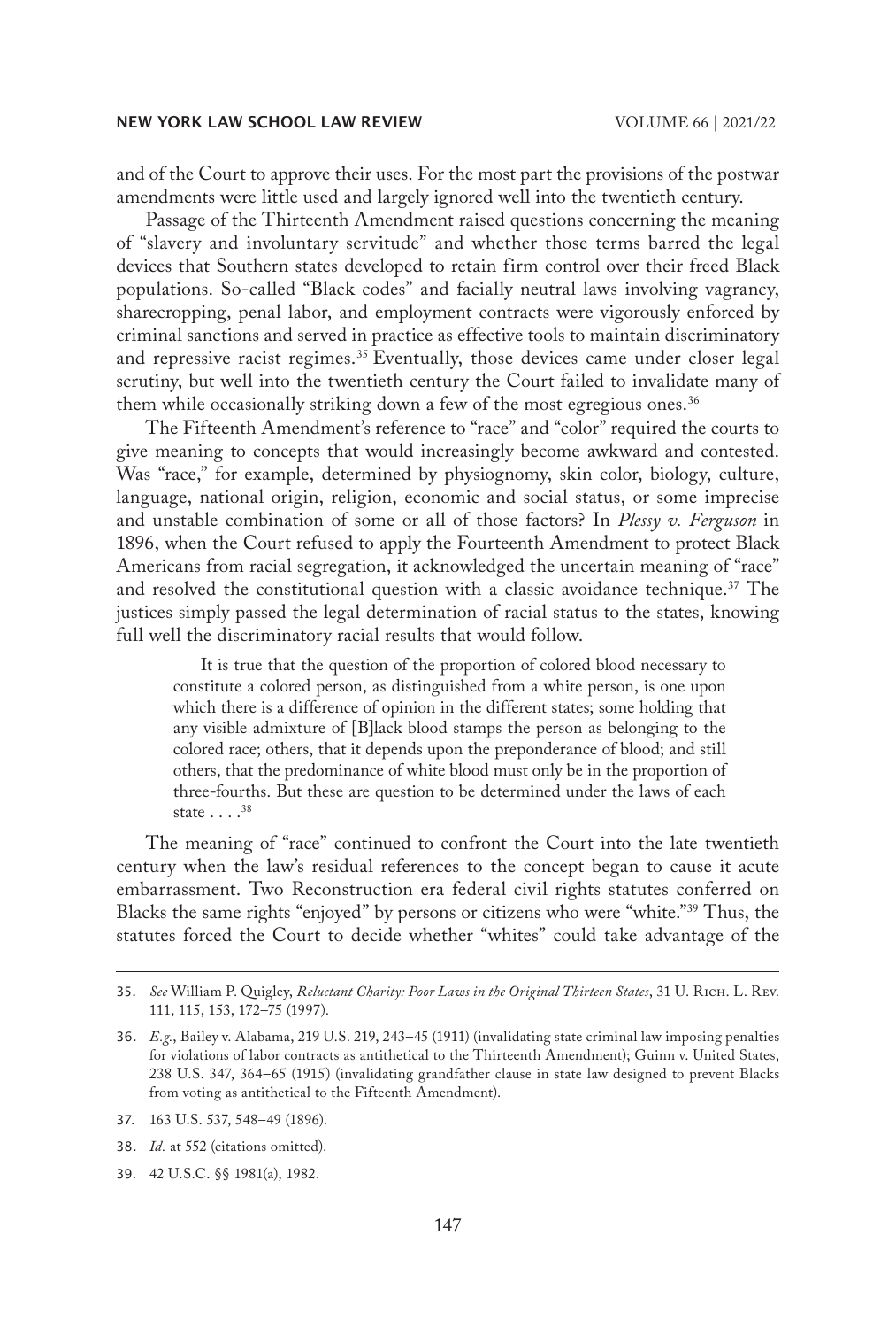and of the Court to approve their uses. For the most part the provisions of the postwar amendments were little used and largely ignored well into the twentieth century.

Passage of the Thirteenth Amendment raised questions concerning the meaning of "slavery and involuntary servitude" and whether those terms barred the legal devices that Southern states developed to retain firm control over their freed Black populations. So-called "Black codes" and facially neutral laws involving vagrancy, sharecropping, penal labor, and employment contracts were vigorously enforced by criminal sanctions and served in practice as effective tools to maintain discriminatory and repressive racist regimes.[35] Eventually, those devices came under closer legal scrutiny, but well into the twentieth century the Court failed to invalidate many of them while occasionally striking down a few of the most egregious ones.[36]

The Fifteenth Amendment's reference to "race" and "color" required the courts to give meaning to concepts that would increasingly become awkward and contested. Was "race," for example, determined by physiognomy, skin color, biology, culture, language, national origin, religion, economic and social status, or some imprecise and unstable combination of some or all of those factors? In *Plessy v. Ferguson* in 1896, when the Court refused to apply the Fourteenth Amendment to protect Black Americans from racial segregation, it acknowledged the uncertain meaning of "race" and resolved the constitutional question with a classic avoidance technique.[37] The justices simply passed the legal determination of racial status to the states, knowing full well the discriminatory racial results that would follow.

> It is true that the question of the proportion of colored blood necessary to constitute a colored person, as distinguished from a white person, is one upon which there is a difference of opinion in the different states; some holding that any visible admixture of [B]lack blood stamps the person as belonging to the colored race; others, that it depends upon the preponderance of blood; and still others, that the predominance of white blood must only be in the proportion of three-fourths. But these are question to be determined under the laws of each state . . . .[38]

The meaning of "race" continued to confront the Court into the late twentieth century when the law's residual references to the concept began to cause it acute embarrassment. Two Reconstruction era federal civil rights statutes conferred on Blacks the same rights "enjoyed" by persons or citizens who were "white."[39] Thus, the statutes forced the Court to decide whether "whites" could take advantage of the

---

35. *See* William P. Quigley, *Reluctant Charity: Poor Laws in the Original Thirteen States*, 31 U. Rich. L. Rev. 111, 115, 153, 172–75 (1997).

36. *E.g.*, Bailey v. Alabama, 219 U.S. 219, 243–45 (1911) (invalidating state criminal law imposing penalties for violations of labor contracts as antithetical to the Thirteenth Amendment); Guinn v. United States, 238 U.S. 347, 364–65 (1915) (invalidating grandfather clause in state law designed to prevent Blacks from voting as antithetical to the Fifteenth Amendment).

37. 163 U.S. 537, 548–49 (1896).

38. *Id.* at 552 (citations omitted).

39. 42 U.S.C. §§ 1981(a), 1982.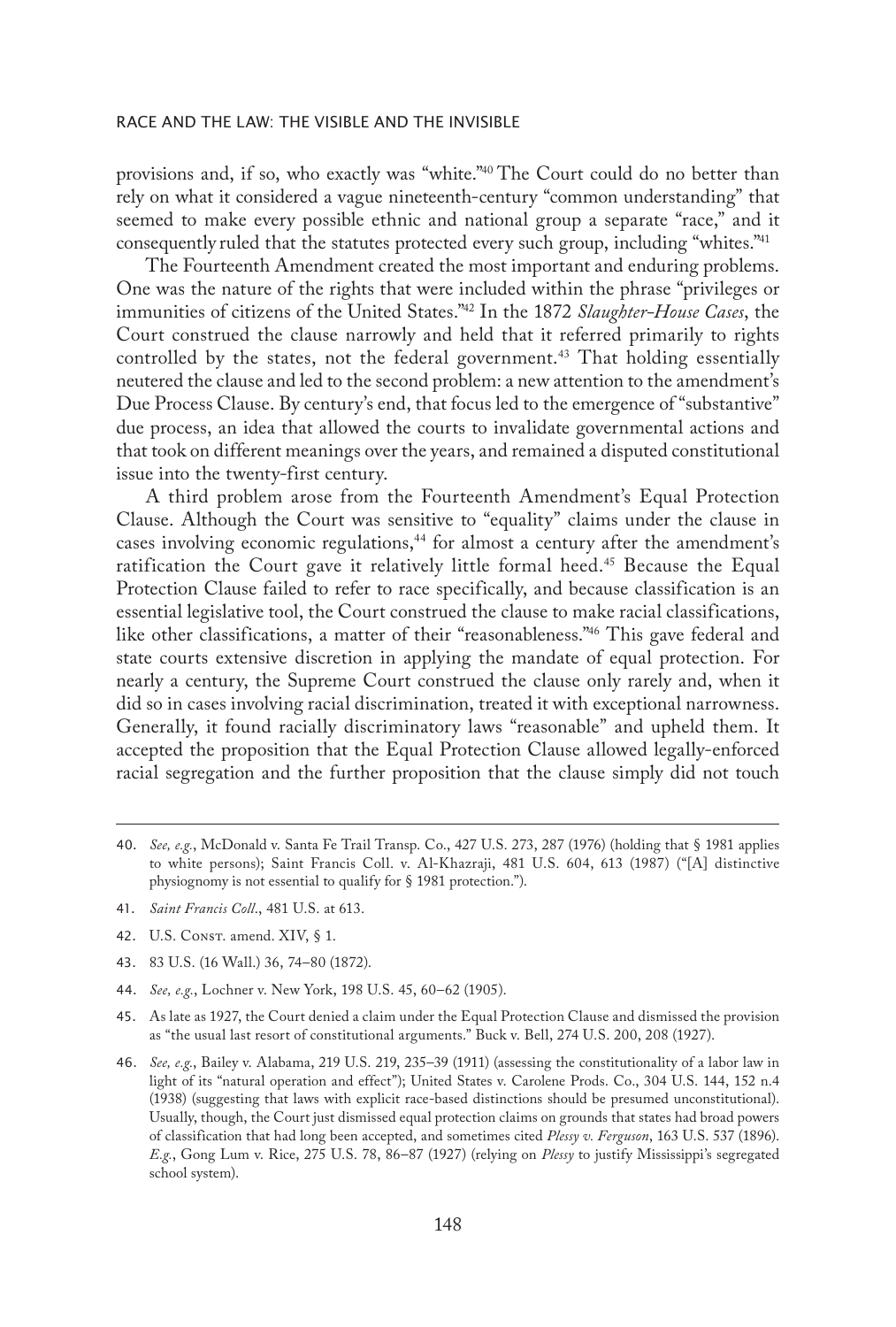provisions and, if so, who exactly was "white."[40] The Court could do no better than rely on what it considered a vague nineteenth-century "common understanding" that seemed to make every possible ethnic and national group a separate "race," and it consequently ruled that the statutes protected every such group, including "whites."[41]

The Fourteenth Amendment created the most important and enduring problems. One was the nature of the rights that were included within the phrase "privileges or immunities of citizens of the United States."[42] In the 1872 *Slaughter-House Cases*, the Court construed the clause narrowly and held that it referred primarily to rights controlled by the states, not the federal government.[43] That holding essentially neutered the clause and led to the second problem: a new attention to the amendment's Due Process Clause. By century's end, that focus led to the emergence of "substantive" due process, an idea that allowed the courts to invalidate governmental actions and that took on different meanings over the years, and remained a disputed constitutional issue into the twenty-first century.

A third problem arose from the Fourteenth Amendment's Equal Protection Clause. Although the Court was sensitive to "equality" claims under the clause in cases involving economic regulations,[44] for almost a century after the amendment's ratification the Court gave it relatively little formal heed.[45] Because the Equal Protection Clause failed to refer to race specifically, and because classification is an essential legislative tool, the Court construed the clause to make racial classifications, like other classifications, a matter of their "reasonableness."[46] This gave federal and state courts extensive discretion in applying the mandate of equal protection. For nearly a century, the Supreme Court construed the clause only rarely and, when it did so in cases involving racial discrimination, treated it with exceptional narrowness. Generally, it found racially discriminatory laws "reasonable" and upheld them. It accepted the proposition that the Equal Protection Clause allowed legally-enforced racial segregation and the further proposition that the clause simply did not touch

---

40. *See, e.g.*, McDonald v. Santa Fe Trail Transp. Co., 427 U.S. 273, 287 (1976) (holding that § 1981 applies to white persons); Saint Francis Coll. v. Al-Khazraji, 481 U.S. 604, 613 (1987) ("[A] distinctive physiognomy is not essential to qualify for § 1981 protection.").

41. *Saint Francis Coll.*, 481 U.S. at 613.

42. U.S. Const. amend. XIV, § 1.

43. 83 U.S. (16 Wall.) 36, 74–80 (1872).

44. *See, e.g.*, Lochner v. New York, 198 U.S. 45, 60–62 (1905).

45. As late as 1927, the Court denied a claim under the Equal Protection Clause and dismissed the provision as "the usual last resort of constitutional arguments." Buck v. Bell, 274 U.S. 200, 208 (1927).

46. *See, e.g.*, Bailey v. Alabama, 219 U.S. 219, 235–39 (1911) (assessing the constitutionality of a labor law in light of its "natural operation and effect"); United States v. Carolene Prods. Co., 304 U.S. 144, 152 n.4 (1938) (suggesting that laws with explicit race-based distinctions should be presumed unconstitutional). Usually, though, the Court just dismissed equal protection claims on grounds that states had broad powers of classification that had long been accepted, and sometimes cited *Plessy v. Ferguson*, 163 U.S. 537 (1896). *E.g.*, Gong Lum v. Rice, 275 U.S. 78, 86–87 (1927) (relying on *Plessy* to justify Mississippi's segregated school system).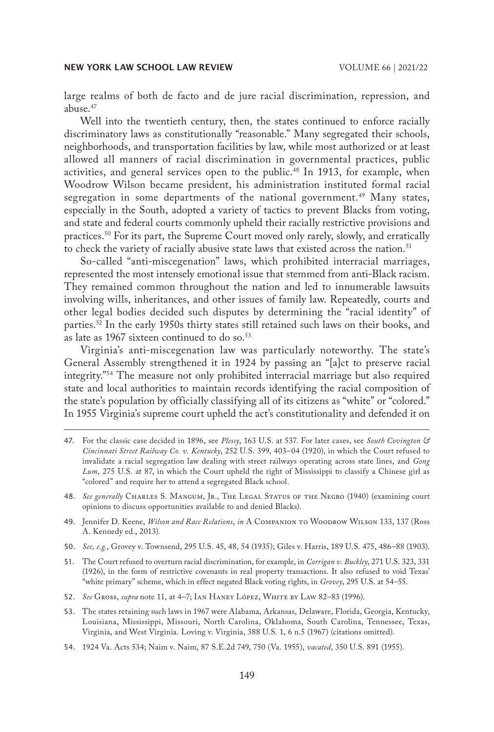large realms of both de facto and de jure racial discrimination, repression, and abuse.[47]

Well into the twentieth century, then, the states continued to enforce racially discriminatory laws as constitutionally "reasonable." Many segregated their schools, neighborhoods, and transportation facilities by law, while most authorized or at least allowed all manners of racial discrimination in governmental practices, public activities, and general services open to the public.[48] In 1913, for example, when Woodrow Wilson became president, his administration instituted formal racial segregation in some departments of the national government.[49] Many states, especially in the South, adopted a variety of tactics to prevent Blacks from voting, and state and federal courts commonly upheld their racially restrictive provisions and practices.[50] For its part, the Supreme Court moved only rarely, slowly, and erratically to check the variety of racially abusive state laws that existed across the nation.[51]

So-called "anti-miscegenation" laws, which prohibited interracial marriages, represented the most intensely emotional issue that stemmed from anti-Black racism. They remained common throughout the nation and led to innumerable lawsuits involving wills, inheritances, and other issues of family law. Repeatedly, courts and other legal bodies decided such disputes by determining the "racial identity" of parties.[52] In the early 1950s thirty states still retained such laws on their books, and as late as 1967 sixteen continued to do so.[53]

Virginia's anti-miscegenation law was particularly noteworthy. The state's General Assembly strengthened it in 1924 by passing an "[a]ct to preserve racial integrity."[54] The measure not only prohibited interracial marriage but also required state and local authorities to maintain records identifying the racial composition of the state's population by officially classifying all of its citizens as "white" or "colored." In 1955 Virginia's supreme court upheld the act's constitutionality and defended it on

---

47. For the classic case decided in 1896, see *Plessy*, 163 U.S. at 537. For later cases, see *South Covington & Cincinnati Street Railway Co. v. Kentucky*, 252 U.S. 399, 403–04 (1920), in which the Court refused to invalidate a racial segregation law dealing with street railways operating across state lines, and *Gong Lum*, 275 U.S. at 87, in which the Court upheld the right of Mississippi to classify a Chinese girl as "colored" and require her to attend a segregated Black school.

48. *See generally* Charles S. Mangum, Jr., The Legal Status of the Negro (1940) (examining court opinions to discuss opportunities available to and denied Blacks).

49. Jennifer D. Keene, *Wilson and Race Relations*, *in* A Companion to Woodrow Wilson 133, 137 (Ross A. Kennedy ed., 2013).

50. *See, e.g.*, Grovey v. Townsend, 295 U.S. 45, 48, 54 (1935); Giles v. Harris, 189 U.S. 475, 486–88 (1903).

51. The Court refused to overturn racial discrimination, for example, in *Corrigan v. Buckley*, 271 U.S. 323, 331 (1926), in the form of restrictive covenants in real property transactions. It also refused to void Texas' "white primary" scheme, which in effect negated Black voting rights, in *Grovey*, 295 U.S. at 54–55.

52. *See* Gross, *supra* note 11, at 4–7; Ian Haney López, White by Law 82–83 (1996).

53. The states retaining such laws in 1967 were Alabama, Arkansas, Delaware, Florida, Georgia, Kentucky, Louisiana, Mississippi, Missouri, North Carolina, Oklahoma, South Carolina, Tennessee, Texas, Virginia, and West Virginia. Loving v. Virginia, 388 U.S. 1, 6 n.5 (1967) (citations omitted).

54. 1924 Va. Acts 534; Naim v. Naim, 87 S.E.2d 749, 750 (Va. 1955), *vacated*, 350 U.S. 891 (1955).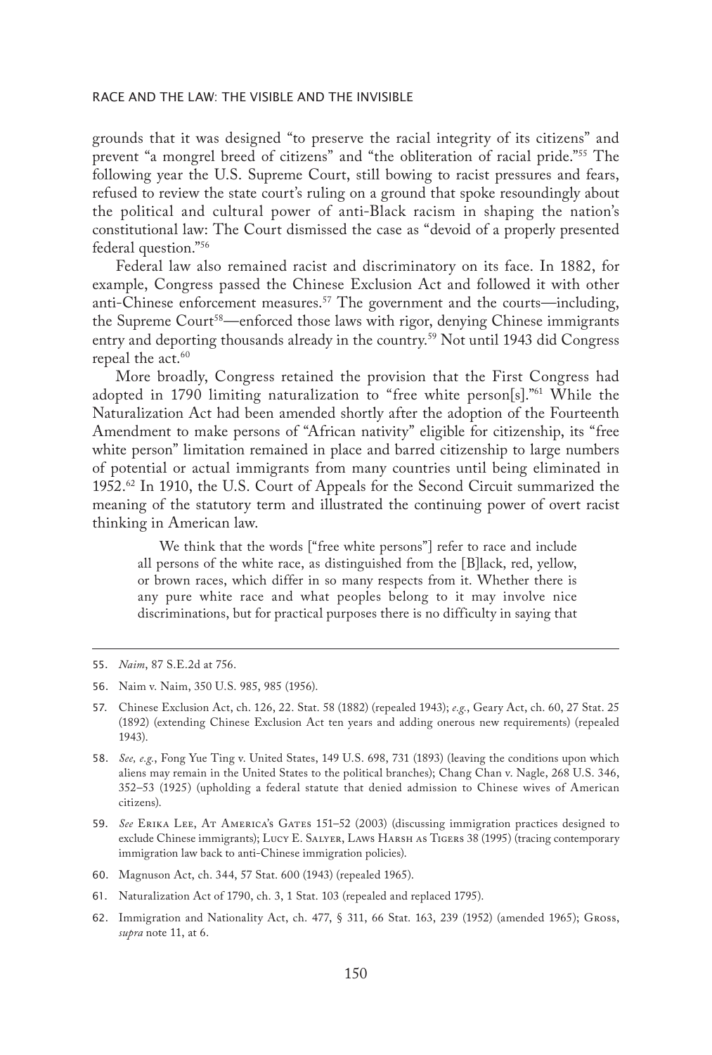grounds that it was designed "to preserve the racial integrity of its citizens" and prevent "a mongrel breed of citizens" and "the obliteration of racial pride."[55] The following year the U.S. Supreme Court, still bowing to racist pressures and fears, refused to review the state court's ruling on a ground that spoke resoundingly about the political and cultural power of anti-Black racism in shaping the nation's constitutional law: The Court dismissed the case as "devoid of a properly presented federal question."[56]

Federal law also remained racist and discriminatory on its face. In 1882, for example, Congress passed the Chinese Exclusion Act and followed it with other anti-Chinese enforcement measures.[57] The government and the courts—including, the Supreme Court[58]—enforced those laws with rigor, denying Chinese immigrants entry and deporting thousands already in the country.[59] Not until 1943 did Congress repeal the act.[60]

More broadly, Congress retained the provision that the First Congress had adopted in 1790 limiting naturalization to "free white person[s]."[61] While the Naturalization Act had been amended shortly after the adoption of the Fourteenth Amendment to make persons of "African nativity" eligible for citizenship, its "free white person" limitation remained in place and barred citizenship to large numbers of potential or actual immigrants from many countries until being eliminated in 1952.[62] In 1910, the U.S. Court of Appeals for the Second Circuit summarized the meaning of the statutory term and illustrated the continuing power of overt racist thinking in American law.

> We think that the words ["free white persons"] refer to race and include all persons of the white race, as distinguished from the [B]lack, red, yellow, or brown races, which differ in so many respects from it. Whether there is any pure white race and what peoples belong to it may involve nice discriminations, but for practical purposes there is no difficulty in saying that

---

55. *Naim*, 87 S.E.2d at 756.

56. Naim v. Naim, 350 U.S. 985, 985 (1956).

57. Chinese Exclusion Act, ch. 126, 22. Stat. 58 (1882) (repealed 1943); *e.g.*, Geary Act, ch. 60, 27 Stat. 25 (1892) (extending Chinese Exclusion Act ten years and adding onerous new requirements) (repealed 1943).

58. *See, e.g.*, Fong Yue Ting v. United States, 149 U.S. 698, 731 (1893) (leaving the conditions upon which aliens may remain in the United States to the political branches); Chang Chan v. Nagle, 268 U.S. 346, 352–53 (1925) (upholding a federal statute that denied admission to Chinese wives of American citizens).

59. *See* Erika Lee, At America's Gates 151–52 (2003) (discussing immigration practices designed to exclude Chinese immigrants); Lucy E. Salyer, Laws Harsh as Tigers 38 (1995) (tracing contemporary immigration law back to anti-Chinese immigration policies).

60. Magnuson Act, ch. 344, 57 Stat. 600 (1943) (repealed 1965).

61. Naturalization Act of 1790, ch. 3, 1 Stat. 103 (repealed and replaced 1795).

62. Immigration and Nationality Act, ch. 477, § 311, 66 Stat. 163, 239 (1952) (amended 1965); Gross, *supra* note 11, at 6.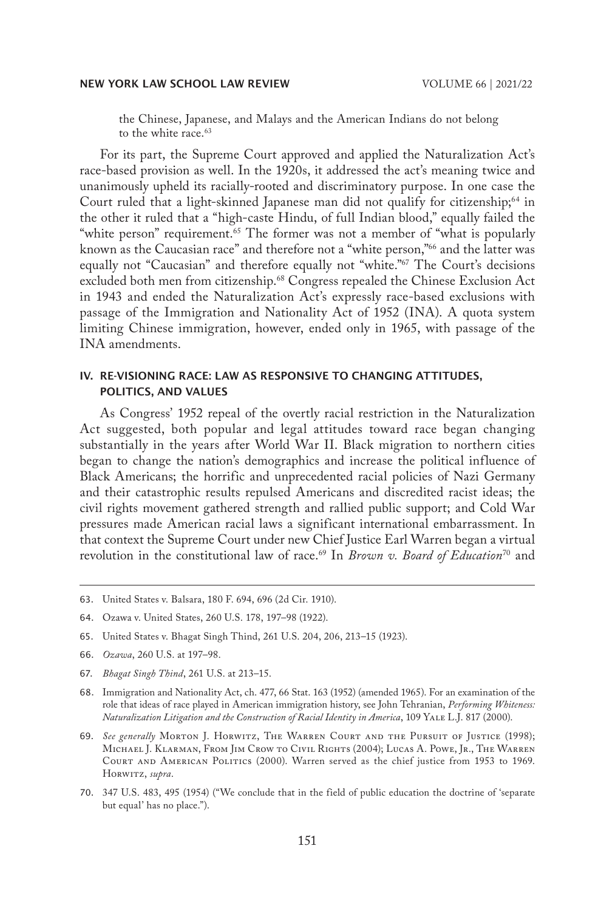the Chinese, Japanese, and Malays and the American Indians do not belong to the white race.[63]

For its part, the Supreme Court approved and applied the Naturalization Act's race-based provision as well. In the 1920s, it addressed the act's meaning twice and unanimously upheld its racially-rooted and discriminatory purpose. In one case the Court ruled that a light-skinned Japanese man did not qualify for citizenship;[64] in the other it ruled that a "high-caste Hindu, of full Indian blood," equally failed the "white person" requirement.[65] The former was not a member of "what is popularly known as the Caucasian race" and therefore not a "white person,"[66] and the latter was equally not "Caucasian" and therefore equally not "white."[67] The Court's decisions excluded both men from citizenship.[68] Congress repealed the Chinese Exclusion Act in 1943 and ended the Naturalization Act's expressly race-based exclusions with passage of the Immigration and Nationality Act of 1952 (INA). A quota system limiting Chinese immigration, however, ended only in 1965, with passage of the INA amendments.

## IV. RE-VISIONING RACE: LAW AS RESPONSIVE TO CHANGING ATTITUDES, POLITICS, AND VALUES

As Congress' 1952 repeal of the overtly racial restriction in the Naturalization Act suggested, both popular and legal attitudes toward race began changing substantially in the years after World War II. Black migration to northern cities began to change the nation's demographics and increase the political influence of Black Americans; the horrific and unprecedented racial policies of Nazi Germany and their catastrophic results repulsed Americans and discredited racist ideas; the civil rights movement gathered strength and rallied public support; and Cold War pressures made American racial laws a significant international embarrassment. In that context the Supreme Court under new Chief Justice Earl Warren began a virtual revolution in the constitutional law of race.[69] In *Brown v. Board of Education*[70] and

---

63. United States v. Balsara, 180 F. 694, 696 (2d Cir. 1910).

64. Ozawa v. United States, 260 U.S. 178, 197–98 (1922).

65. United States v. Bhagat Singh Thind, 261 U.S. 204, 206, 213–15 (1923).

66. *Ozawa*, 260 U.S. at 197–98.

67. *Bhagat Singh Thind*, 261 U.S. at 213–15.

68. Immigration and Nationality Act, ch. 477, 66 Stat. 163 (1952) (amended 1965). For an examination of the role that ideas of race played in American immigration history, see John Tehranian, *Performing Whiteness: Naturalization Litigation and the Construction of Racial Identity in America*, 109 Yale L.J. 817 (2000).

69. *See generally* Morton J. Horwitz, The Warren Court and the Pursuit of Justice (1998); Michael J. Klarman, From Jim Crow to Civil Rights (2004); Lucas A. Powe, Jr., The Warren Court and American Politics (2000). Warren served as the chief justice from 1953 to 1969. Horwitz, *supra*.

70. 347 U.S. 483, 495 (1954) ("We conclude that in the field of public education the doctrine of 'separate but equal' has no place.").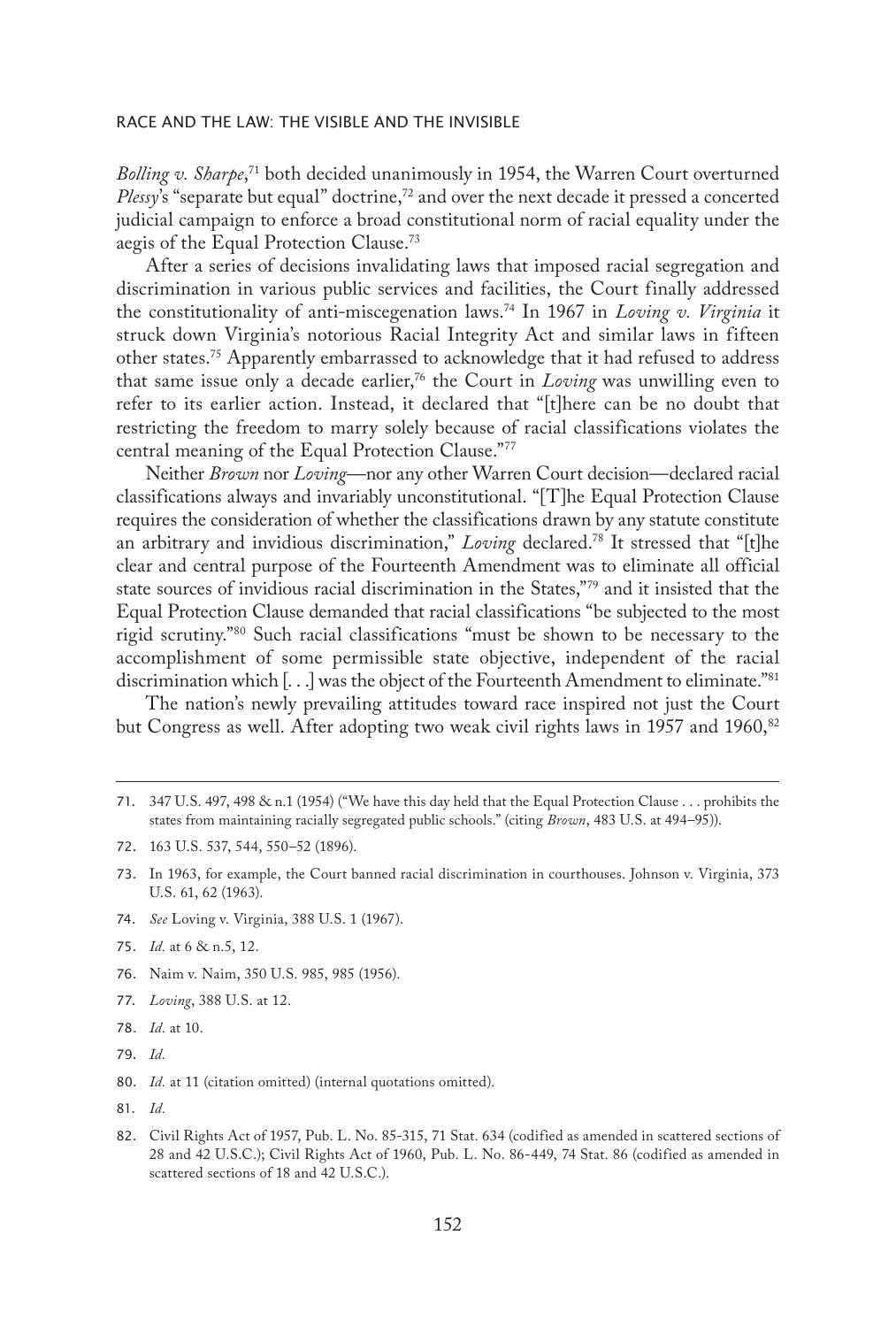*Bolling v. Sharpe*,[71] both decided unanimously in 1954, the Warren Court overturned *Plessy*'s "separate but equal" doctrine,[72] and over the next decade it pressed a concerted judicial campaign to enforce a broad constitutional norm of racial equality under the aegis of the Equal Protection Clause.[73]

After a series of decisions invalidating laws that imposed racial segregation and discrimination in various public services and facilities, the Court finally addressed the constitutionality of anti-miscegenation laws.[74] In 1967 in *Loving v. Virginia* it struck down Virginia's notorious Racial Integrity Act and similar laws in fifteen other states.[75] Apparently embarrassed to acknowledge that it had refused to address that same issue only a decade earlier,[76] the Court in *Loving* was unwilling even to refer to its earlier action. Instead, it declared that "[t]here can be no doubt that restricting the freedom to marry solely because of racial classifications violates the central meaning of the Equal Protection Clause."[77]

Neither *Brown* nor *Loving*—nor any other Warren Court decision—declared racial classifications always and invariably unconstitutional. "[T]he Equal Protection Clause requires the consideration of whether the classifications drawn by any statute constitute an arbitrary and invidious discrimination," *Loving* declared.[78] It stressed that "[t]he clear and central purpose of the Fourteenth Amendment was to eliminate all official state sources of invidious racial discrimination in the States,"[79] and it insisted that the Equal Protection Clause demanded that racial classifications "be subjected to the most rigid scrutiny."[80] Such racial classifications "must be shown to be necessary to the accomplishment of some permissible state objective, independent of the racial discrimination which [. . .] was the object of the Fourteenth Amendment to eliminate."[81]

The nation's newly prevailing attitudes toward race inspired not just the Court but Congress as well. After adopting two weak civil rights laws in 1957 and 1960,[82]

---

71. 347 U.S. 497, 498 & n.1 (1954) ("We have this day held that the Equal Protection Clause . . . prohibits the states from maintaining racially segregated public schools." (citing *Brown*, 483 U.S. at 494–95)).

72. 163 U.S. 537, 544, 550–52 (1896).

73. In 1963, for example, the Court banned racial discrimination in courthouses. Johnson v. Virginia, 373 U.S. 61, 62 (1963).

74. *See* Loving v. Virginia, 388 U.S. 1 (1967).

75. *Id.* at 6 & n.5, 12.

76. Naim v. Naim, 350 U.S. 985, 985 (1956).

77. *Loving*, 388 U.S. at 12.

78. *Id.* at 10.

79. *Id.*

80. *Id.* at 11 (citation omitted) (internal quotations omitted).

81. *Id.*

82. Civil Rights Act of 1957, Pub. L. No. 85-315, 71 Stat. 634 (codified as amended in scattered sections of 28 and 42 U.S.C.); Civil Rights Act of 1960, Pub. L. No. 86-449, 74 Stat. 86 (codified as amended in scattered sections of 18 and 42 U.S.C.).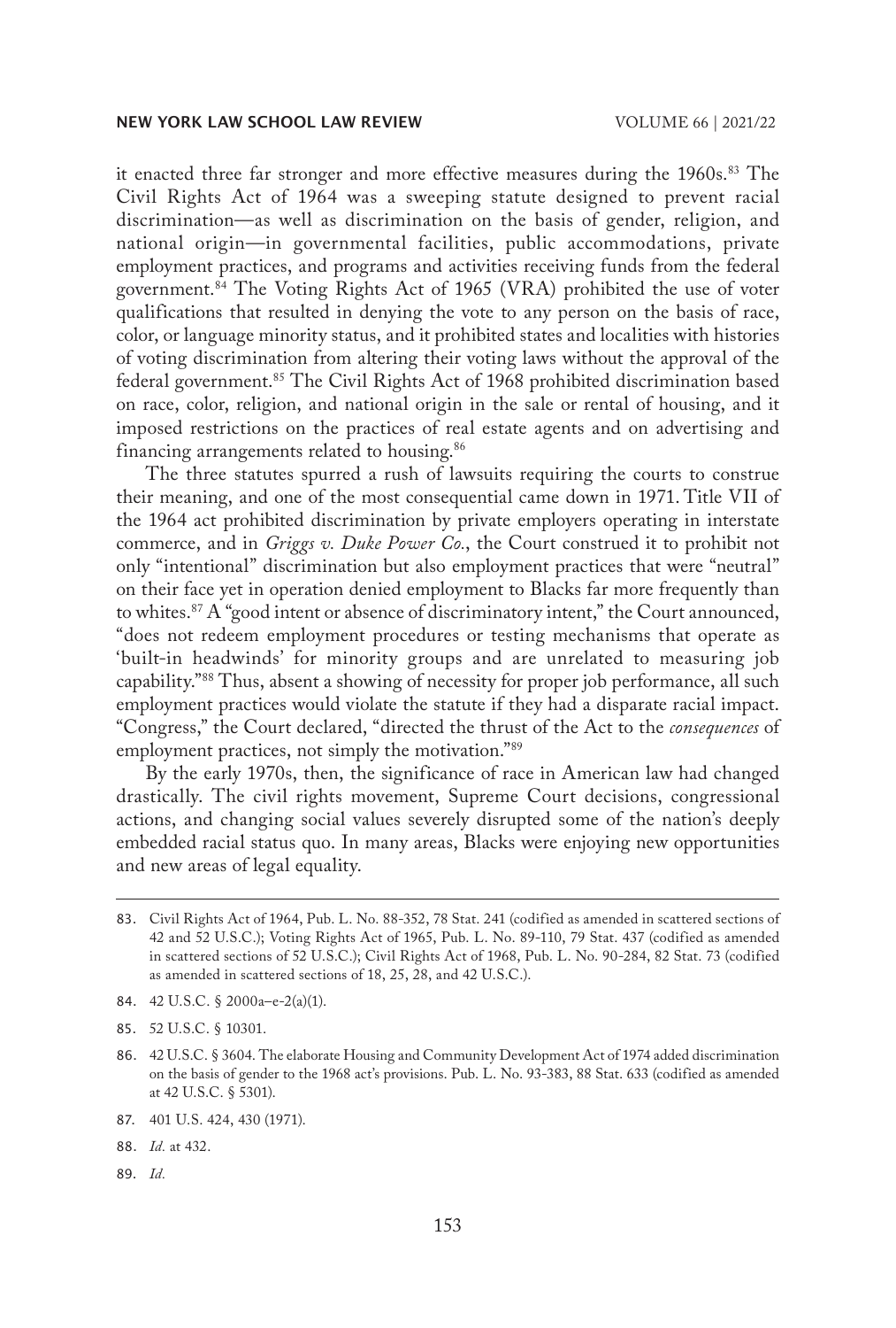it enacted three far stronger and more effective measures during the 1960s.[83] The Civil Rights Act of 1964 was a sweeping statute designed to prevent racial discrimination—as well as discrimination on the basis of gender, religion, and national origin—in governmental facilities, public accommodations, private employment practices, and programs and activities receiving funds from the federal government.[84] The Voting Rights Act of 1965 (VRA) prohibited the use of voter qualifications that resulted in denying the vote to any person on the basis of race, color, or language minority status, and it prohibited states and localities with histories of voting discrimination from altering their voting laws without the approval of the federal government.[85] The Civil Rights Act of 1968 prohibited discrimination based on race, color, religion, and national origin in the sale or rental of housing, and it imposed restrictions on the practices of real estate agents and on advertising and financing arrangements related to housing.[86]

The three statutes spurred a rush of lawsuits requiring the courts to construe their meaning, and one of the most consequential came down in 1971. Title VII of the 1964 act prohibited discrimination by private employers operating in interstate commerce, and in *Griggs v. Duke Power Co.*, the Court construed it to prohibit not only "intentional" discrimination but also employment practices that were "neutral" on their face yet in operation denied employment to Blacks far more frequently than to whites.[87] A "good intent or absence of discriminatory intent," the Court announced, "does not redeem employment procedures or testing mechanisms that operate as 'built-in headwinds' for minority groups and are unrelated to measuring job capability."[88] Thus, absent a showing of necessity for proper job performance, all such employment practices would violate the statute if they had a disparate racial impact. "Congress," the Court declared, "directed the thrust of the Act to the *consequences* of employment practices, not simply the motivation."[89]

By the early 1970s, then, the significance of race in American law had changed drastically. The civil rights movement, Supreme Court decisions, congressional actions, and changing social values severely disrupted some of the nation's deeply embedded racial status quo. In many areas, Blacks were enjoying new opportunities and new areas of legal equality.

---

83. Civil Rights Act of 1964, Pub. L. No. 88-352, 78 Stat. 241 (codified as amended in scattered sections of 42 and 52 U.S.C.); Voting Rights Act of 1965, Pub. L. No. 89-110, 79 Stat. 437 (codified as amended in scattered sections of 52 U.S.C.); Civil Rights Act of 1968, Pub. L. No. 90-284, 82 Stat. 73 (codified as amended in scattered sections of 18, 25, 28, and 42 U.S.C.).

84. 42 U.S.C. § 2000a–e-2(a)(1).

85. 52 U.S.C. § 10301.

86. 42 U.S.C. § 3604. The elaborate Housing and Community Development Act of 1974 added discrimination on the basis of gender to the 1968 act's provisions. Pub. L. No. 93-383, 88 Stat. 633 (codified as amended at 42 U.S.C. § 5301).

87. 401 U.S. 424, 430 (1971).

88. *Id.* at 432.

89. *Id.*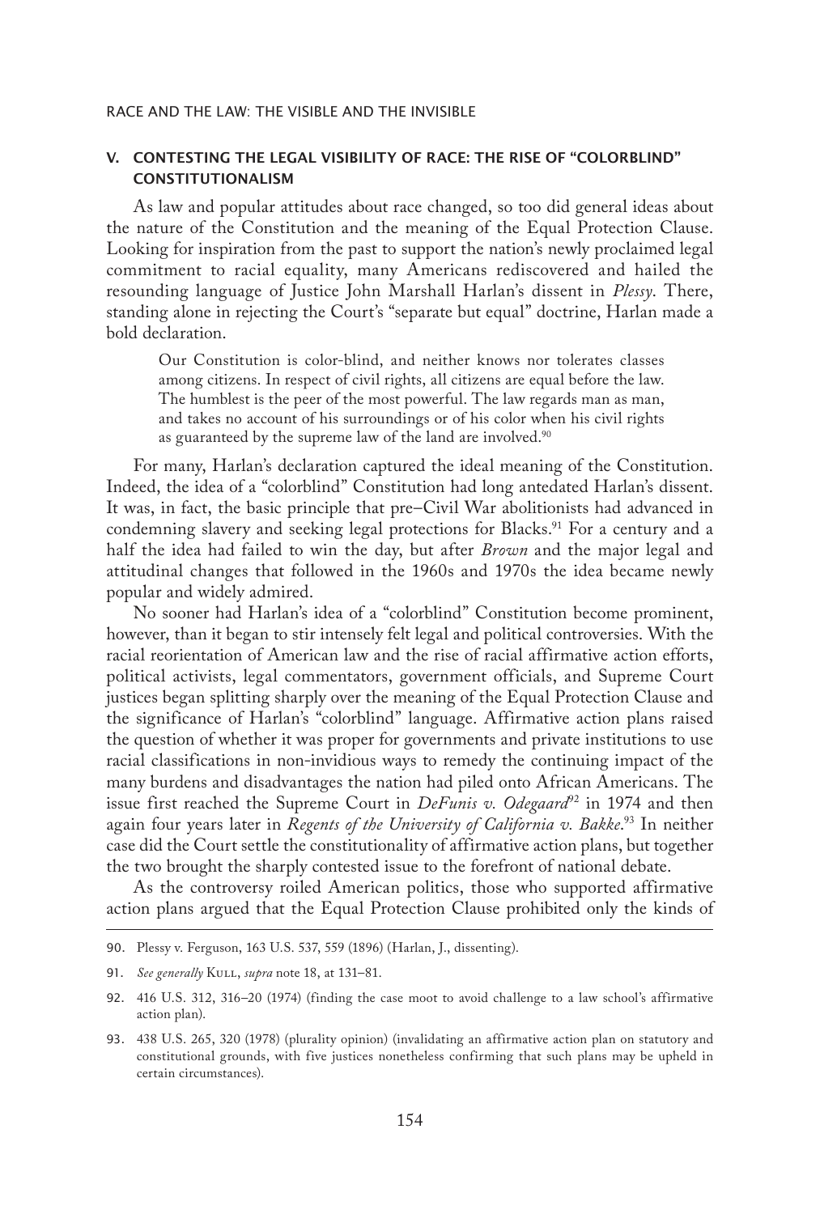## V. CONTESTING THE LEGAL VISIBILITY OF RACE: THE RISE OF "COLORBLIND" CONSTITUTIONALISM

As law and popular attitudes about race changed, so too did general ideas about the nature of the Constitution and the meaning of the Equal Protection Clause. Looking for inspiration from the past to support the nation's newly proclaimed legal commitment to racial equality, many Americans rediscovered and hailed the resounding language of Justice John Marshall Harlan's dissent in *Plessy*. There, standing alone in rejecting the Court's "separate but equal" doctrine, Harlan made a bold declaration.

> Our Constitution is color-blind, and neither knows nor tolerates classes among citizens. In respect of civil rights, all citizens are equal before the law. The humblest is the peer of the most powerful. The law regards man as man, and takes no account of his surroundings or of his color when his civil rights as guaranteed by the supreme law of the land are involved.[90]

For many, Harlan's declaration captured the ideal meaning of the Constitution. Indeed, the idea of a "colorblind" Constitution had long antedated Harlan's dissent. It was, in fact, the basic principle that pre–Civil War abolitionists had advanced in condemning slavery and seeking legal protections for Blacks.[91] For a century and a half the idea had failed to win the day, but after *Brown* and the major legal and attitudinal changes that followed in the 1960s and 1970s the idea became newly popular and widely admired.

No sooner had Harlan's idea of a "colorblind" Constitution become prominent, however, than it began to stir intensely felt legal and political controversies. With the racial reorientation of American law and the rise of racial affirmative action efforts, political activists, legal commentators, government officials, and Supreme Court justices began splitting sharply over the meaning of the Equal Protection Clause and the significance of Harlan's "colorblind" language. Affirmative action plans raised the question of whether it was proper for governments and private institutions to use racial classifications in non-invidious ways to remedy the continuing impact of the many burdens and disadvantages the nation had piled onto African Americans. The issue first reached the Supreme Court in *DeFunis v. Odegaard*[92] in 1974 and then again four years later in *Regents of the University of California v. Bakke*.[93] In neither case did the Court settle the constitutionality of affirmative action plans, but together the two brought the sharply contested issue to the forefront of national debate.

As the controversy roiled American politics, those who supported affirmative action plans argued that the Equal Protection Clause prohibited only the kinds of

---

90. Plessy v. Ferguson, 163 U.S. 537, 559 (1896) (Harlan, J., dissenting).

91. *See generally* Kull, *supra* note 18, at 131–81.

92. 416 U.S. 312, 316–20 (1974) (finding the case moot to avoid challenge to a law school's affirmative action plan).

93. 438 U.S. 265, 320 (1978) (plurality opinion) (invalidating an affirmative action plan on statutory and constitutional grounds, with five justices nonetheless confirming that such plans may be upheld in certain circumstances).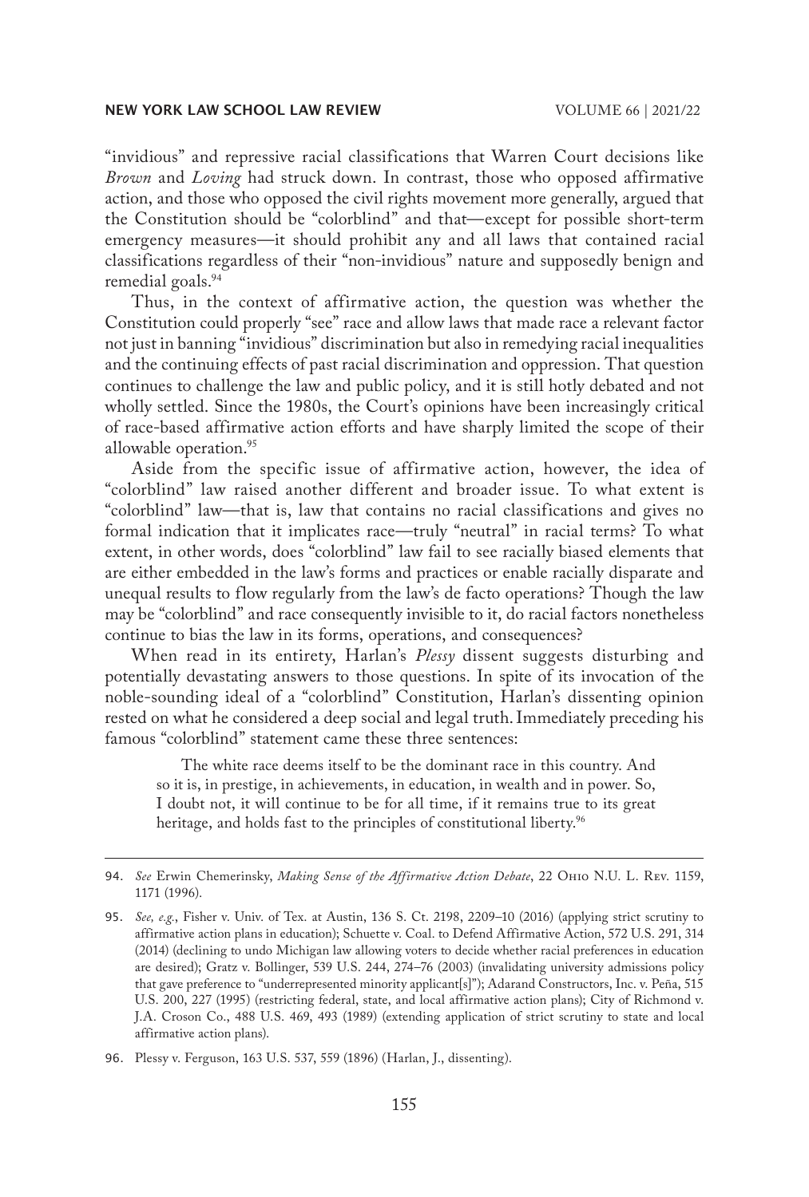"invidious" and repressive racial classifications that Warren Court decisions like *Brown* and *Loving* had struck down. In contrast, those who opposed affirmative action, and those who opposed the civil rights movement more generally, argued that the Constitution should be "colorblind" and that—except for possible short-term emergency measures—it should prohibit any and all laws that contained racial classifications regardless of their "non-invidious" nature and supposedly benign and remedial goals.[94]

Thus, in the context of affirmative action, the question was whether the Constitution could properly "see" race and allow laws that made race a relevant factor not just in banning "invidious" discrimination but also in remedying racial inequalities and the continuing effects of past racial discrimination and oppression. That question continues to challenge the law and public policy, and it is still hotly debated and not wholly settled. Since the 1980s, the Court's opinions have been increasingly critical of race-based affirmative action efforts and have sharply limited the scope of their allowable operation.[95]

Aside from the specific issue of affirmative action, however, the idea of "colorblind" law raised another different and broader issue. To what extent is "colorblind" law—that is, law that contains no racial classifications and gives no formal indication that it implicates race—truly "neutral" in racial terms? To what extent, in other words, does "colorblind" law fail to see racially biased elements that are either embedded in the law's forms and practices or enable racially disparate and unequal results to flow regularly from the law's de facto operations? Though the law may be "colorblind" and race consequently invisible to it, do racial factors nonetheless continue to bias the law in its forms, operations, and consequences?

When read in its entirety, Harlan's *Plessy* dissent suggests disturbing and potentially devastating answers to those questions. In spite of its invocation of the noble-sounding ideal of a "colorblind" Constitution, Harlan's dissenting opinion rested on what he considered a deep social and legal truth. Immediately preceding his famous "colorblind" statement came these three sentences:

> The white race deems itself to be the dominant race in this country. And so it is, in prestige, in achievements, in education, in wealth and in power. So, I doubt not, it will continue to be for all time, if it remains true to its great heritage, and holds fast to the principles of constitutional liberty.[96]

---

94. *See* Erwin Chemerinsky, *Making Sense of the Affirmative Action Debate*, 22 Ohio N.U. L. Rev. 1159, 1171 (1996).

95. *See, e.g.*, Fisher v. Univ. of Tex. at Austin, 136 S. Ct. 2198, 2209–10 (2016) (applying strict scrutiny to affirmative action plans in education); Schuette v. Coal. to Defend Affirmative Action, 572 U.S. 291, 314 (2014) (declining to undo Michigan law allowing voters to decide whether racial preferences in education are desired); Gratz v. Bollinger, 539 U.S. 244, 274–76 (2003) (invalidating university admissions policy that gave preference to "underrepresented minority applicant[s]"); Adarand Constructors, Inc. v. Peña, 515 U.S. 200, 227 (1995) (restricting federal, state, and local affirmative action plans); City of Richmond v. J.A. Croson Co., 488 U.S. 469, 493 (1989) (extending application of strict scrutiny to state and local affirmative action plans).

96. Plessy v. Ferguson, 163 U.S. 537, 559 (1896) (Harlan, J., dissenting).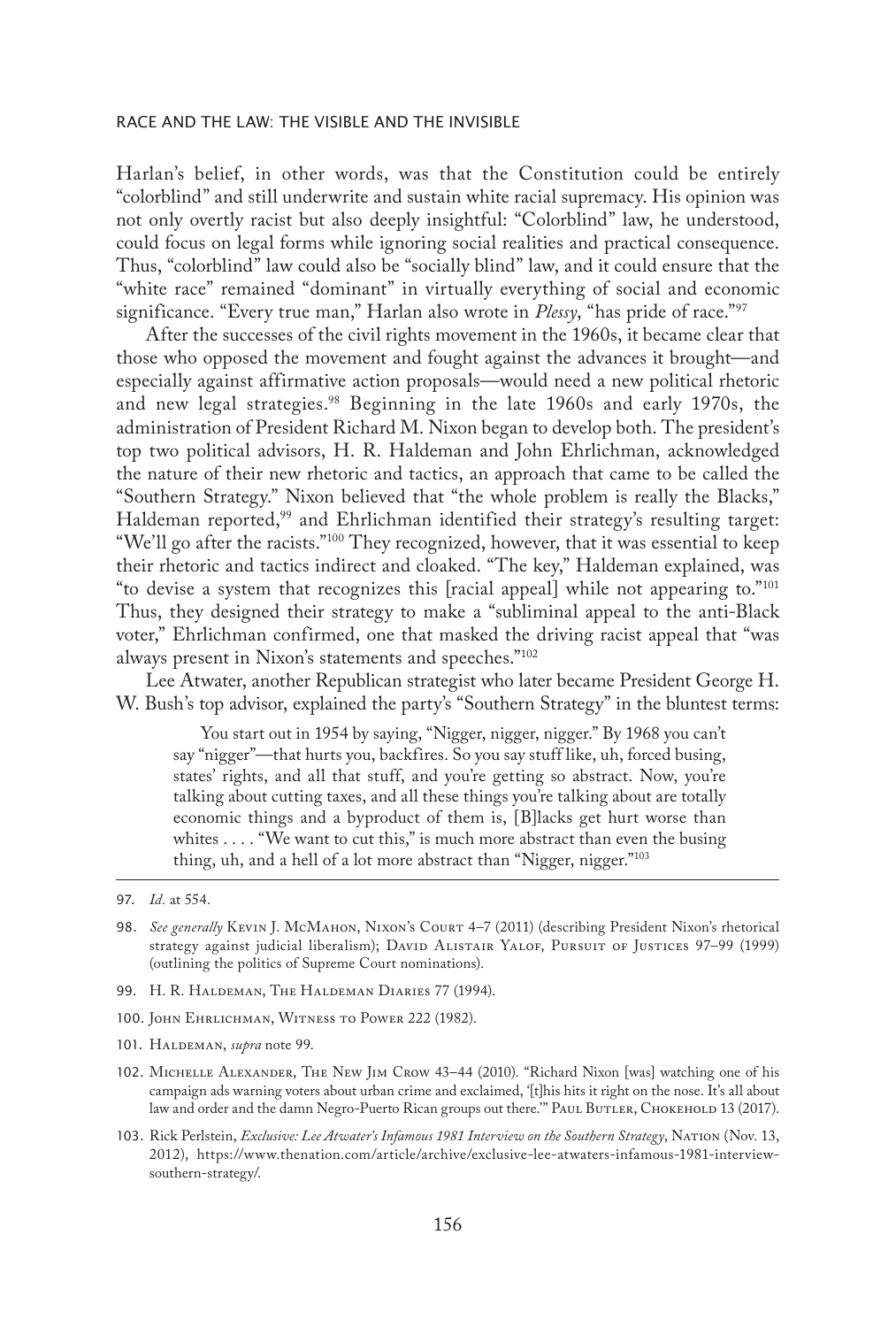Harlan's belief, in other words, was that the Constitution could be entirely "colorblind" and still underwrite and sustain white racial supremacy. His opinion was not only overtly racist but also deeply insightful: "Colorblind" law, he understood, could focus on legal forms while ignoring social realities and practical consequence. Thus, "colorblind" law could also be "socially blind" law, and it could ensure that the "white race" remained "dominant" in virtually everything of social and economic significance. "Every true man," Harlan also wrote in *Plessy*, "has pride of race."[97]

After the successes of the civil rights movement in the 1960s, it became clear that those who opposed the movement and fought against the advances it brought—and especially against affirmative action proposals—would need a new political rhetoric and new legal strategies.[98] Beginning in the late 1960s and early 1970s, the administration of President Richard M. Nixon began to develop both. The president's top two political advisors, H. R. Haldeman and John Ehrlichman, acknowledged the nature of their new rhetoric and tactics, an approach that came to be called the "Southern Strategy." Nixon believed that "the whole problem is really the Blacks," Haldeman reported,[99] and Ehrlichman identified their strategy's resulting target: "We'll go after the racists."[100] They recognized, however, that it was essential to keep their rhetoric and tactics indirect and cloaked. "The key," Haldeman explained, was "to devise a system that recognizes this [racial appeal] while not appearing to."[101] Thus, they designed their strategy to make a "subliminal appeal to the anti-Black voter," Ehrlichman confirmed, one that masked the driving racist appeal that "was always present in Nixon's statements and speeches."[102]

Lee Atwater, another Republican strategist who later became President George H. W. Bush's top advisor, explained the party's "Southern Strategy" in the bluntest terms:

> You start out in 1954 by saying, "Nigger, nigger, nigger." By 1968 you can't say "nigger"—that hurts you, backfires. So you say stuff like, uh, forced busing, states' rights, and all that stuff, and you're getting so abstract. Now, you're talking about cutting taxes, and all these things you're talking about are totally economic things and a byproduct of them is, [B]lacks get hurt worse than whites . . . . "We want to cut this," is much more abstract than even the busing thing, uh, and a hell of a lot more abstract than "Nigger, nigger."[103]

---

97. *Id.* at 554.

98. *See generally* Kevin J. McMahon, Nixon's Court 4–7 (2011) (describing President Nixon's rhetorical strategy against judicial liberalism); David Alistair Yalof, Pursuit of Justices 97–99 (1999) (outlining the politics of Supreme Court nominations).

99. H. R. Haldeman, The Haldeman Diaries 77 (1994).

100. John Ehrlichman, Witness to Power 222 (1982).

101. Haldeman, *supra* note 99.

102. Michelle Alexander, The New Jim Crow 43–44 (2010). "Richard Nixon [was] watching one of his campaign ads warning voters about urban crime and exclaimed, '[t]his hits it right on the nose. It's all about law and order and the damn Negro-Puerto Rican groups out there.'" Paul Butler, Chokehold 13 (2017).

103. Rick Perlstein, *Exclusive: Lee Atwater's Infamous 1981 Interview on the Southern Strategy*, Nation (Nov. 13, 2012), https://www.thenation.com/article/archive/exclusive-lee-atwaters-infamous-1981-interview-southern-strategy/.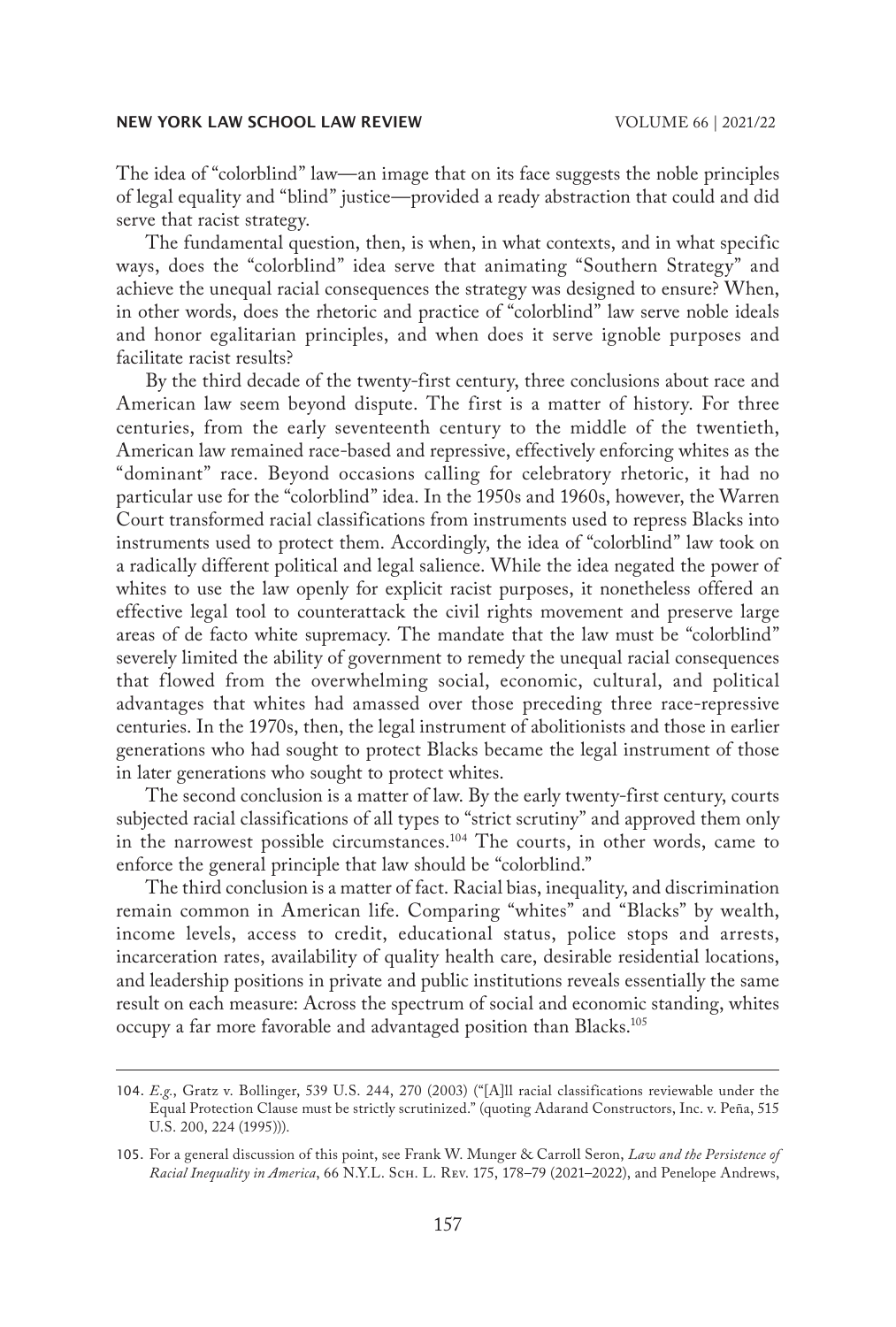The idea of "colorblind" law—an image that on its face suggests the noble principles of legal equality and "blind" justice—provided a ready abstraction that could and did serve that racist strategy.

The fundamental question, then, is when, in what contexts, and in what specific ways, does the "colorblind" idea serve that animating "Southern Strategy" and achieve the unequal racial consequences the strategy was designed to ensure? When, in other words, does the rhetoric and practice of "colorblind" law serve noble ideals and honor egalitarian principles, and when does it serve ignoble purposes and facilitate racist results?

By the third decade of the twenty-first century, three conclusions about race and American law seem beyond dispute. The first is a matter of history. For three centuries, from the early seventeenth century to the middle of the twentieth, American law remained race-based and repressive, effectively enforcing whites as the "dominant" race. Beyond occasions calling for celebratory rhetoric, it had no particular use for the "colorblind" idea. In the 1950s and 1960s, however, the Warren Court transformed racial classifications from instruments used to repress Blacks into instruments used to protect them. Accordingly, the idea of "colorblind" law took on a radically different political and legal salience. While the idea negated the power of whites to use the law openly for explicit racist purposes, it nonetheless offered an effective legal tool to counterattack the civil rights movement and preserve large areas of de facto white supremacy. The mandate that the law must be "colorblind" severely limited the ability of government to remedy the unequal racial consequences that flowed from the overwhelming social, economic, cultural, and political advantages that whites had amassed over those preceding three race-repressive centuries. In the 1970s, then, the legal instrument of abolitionists and those in earlier generations who had sought to protect Blacks became the legal instrument of those in later generations who sought to protect whites.

The second conclusion is a matter of law. By the early twenty-first century, courts subjected racial classifications of all types to "strict scrutiny" and approved them only in the narrowest possible circumstances.[104] The courts, in other words, came to enforce the general principle that law should be "colorblind."

The third conclusion is a matter of fact. Racial bias, inequality, and discrimination remain common in American life. Comparing "whites" and "Blacks" by wealth, income levels, access to credit, educational status, police stops and arrests, incarceration rates, availability of quality health care, desirable residential locations, and leadership positions in private and public institutions reveals essentially the same result on each measure: Across the spectrum of social and economic standing, whites occupy a far more favorable and advantaged position than Blacks.[105]

---

104. *E.g.*, Gratz v. Bollinger, 539 U.S. 244, 270 (2003) ("[A]ll racial classifications reviewable under the Equal Protection Clause must be strictly scrutinized." (quoting Adarand Constructors, Inc. v. Peña, 515 U.S. 200, 224 (1995))).

105. For a general discussion of this point, see Frank W. Munger & Carroll Seron, *Law and the Persistence of Racial Inequality in America*, 66 N.Y.L. Sch. L. Rev. 175, 178–79 (2021–2022), and Penelope Andrews,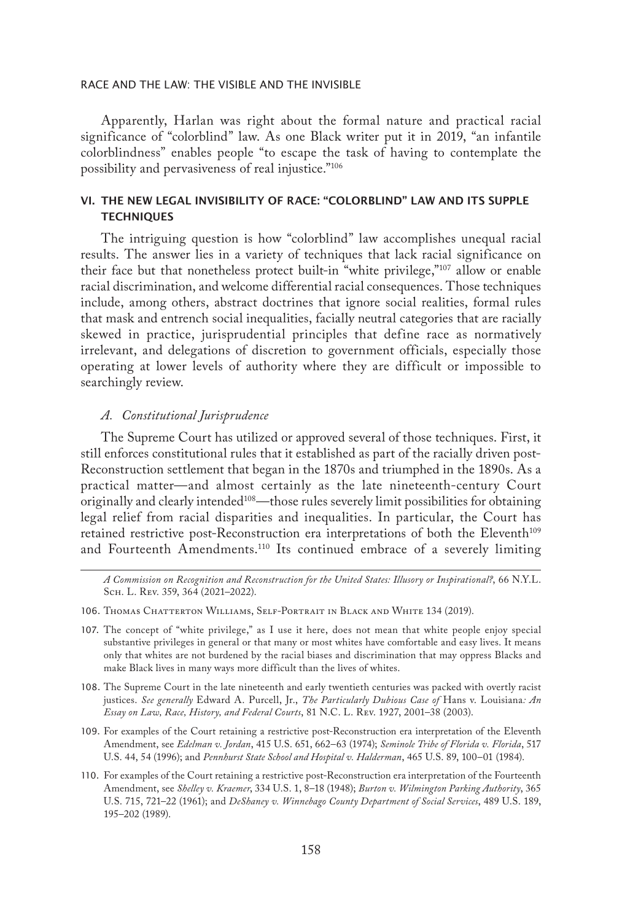Apparently, Harlan was right about the formal nature and practical racial significance of "colorblind" law. As one Black writer put it in 2019, "an infantile colorblindness" enables people "to escape the task of having to contemplate the possibility and pervasiveness of real injustice."[106]

## VI. THE NEW LEGAL INVISIBILITY OF RACE: "COLORBLIND" LAW AND ITS SUPPLE TECHNIQUES

The intriguing question is how "colorblind" law accomplishes unequal racial results. The answer lies in a variety of techniques that lack racial significance on their face but that nonetheless protect built-in "white privilege,"[107] allow or enable racial discrimination, and welcome differential racial consequences. Those techniques include, among others, abstract doctrines that ignore social realities, formal rules that mask and entrench social inequalities, facially neutral categories that are racially skewed in practice, jurisprudential principles that define race as normatively irrelevant, and delegations of discretion to government officials, especially those operating at lower levels of authority where they are difficult or impossible to searchingly review.

### *A. Constitutional Jurisprudence*

The Supreme Court has utilized or approved several of those techniques. First, it still enforces constitutional rules that it established as part of the racially driven post-Reconstruction settlement that began in the 1870s and triumphed in the 1890s. As a practical matter—and almost certainly as the late nineteenth-century Court originally and clearly intended[108]—those rules severely limit possibilities for obtaining legal relief from racial disparities and inequalities. In particular, the Court has retained restrictive post-Reconstruction era interpretations of both the Eleventh[109] and Fourteenth Amendments.[110] Its continued embrace of a severely limiting

*A Commission on Recognition and Reconstruction for the United States: Illusory or Inspirational?*, 66 N.Y.L. Sch. L. Rev. 359, 364 (2021–2022).

106. Thomas Chatterton Williams, Self-Portrait in Black and White 134 (2019).

107. The concept of "white privilege," as I use it here, does not mean that white people enjoy special substantive privileges in general or that many or most whites have comfortable and easy lives. It means only that whites are not burdened by the racial biases and discrimination that may oppress Blacks and make Black lives in many ways more difficult than the lives of whites.

108. The Supreme Court in the late nineteenth and early twentieth centuries was packed with overtly racist justices. *See generally* Edward A. Purcell, Jr., *The Particularly Dubious Case of* Hans v. Louisiana*: An Essay on Law, Race, History, and Federal Courts*, 81 N.C. L. Rev. 1927, 2001–38 (2003).

109. For examples of the Court retaining a restrictive post-Reconstruction era interpretation of the Eleventh Amendment, see *Edelman v. Jordan*, 415 U.S. 651, 662–63 (1974); *Seminole Tribe of Florida v. Florida*, 517 U.S. 44, 54 (1996); and *Pennhurst State School and Hospital v. Halderman*, 465 U.S. 89, 100–01 (1984).

110. For examples of the Court retaining a restrictive post-Reconstruction era interpretation of the Fourteenth Amendment, see *Shelley v. Kraemer*, 334 U.S. 1, 8–18 (1948); *Burton v. Wilmington Parking Authority*, 365 U.S. 715, 721–22 (1961); and *DeShaney v. Winnebago County Department of Social Services*, 489 U.S. 189, 195–202 (1989).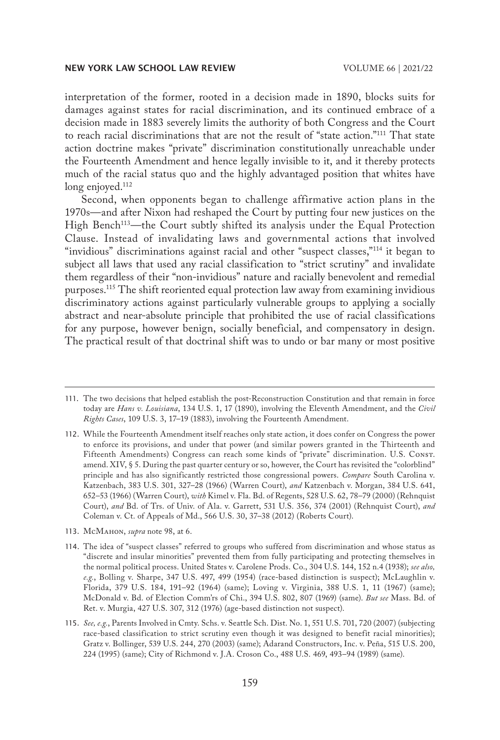interpretation of the former, rooted in a decision made in 1890, blocks suits for damages against states for racial discrimination, and its continued embrace of a decision made in 1883 severely limits the authority of both Congress and the Court to reach racial discriminations that are not the result of "state action."[111] That state action doctrine makes "private" discrimination constitutionally unreachable under the Fourteenth Amendment and hence legally invisible to it, and it thereby protects much of the racial status quo and the highly advantaged position that whites have long enjoyed.[112]

Second, when opponents began to challenge affirmative action plans in the 1970s—and after Nixon had reshaped the Court by putting four new justices on the High Bench[113]—the Court subtly shifted its analysis under the Equal Protection Clause. Instead of invalidating laws and governmental actions that involved "invidious" discriminations against racial and other "suspect classes,"[114] it began to subject all laws that used any racial classification to "strict scrutiny" and invalidate them regardless of their "non-invidious" nature and racially benevolent and remedial purposes.[115] The shift reoriented equal protection law away from examining invidious discriminatory actions against particularly vulnerable groups to applying a socially abstract and near-absolute principle that prohibited the use of racial classifications for any purpose, however benign, socially beneficial, and compensatory in design. The practical result of that doctrinal shift was to undo or bar many or most positive

---

111. The two decisions that helped establish the post-Reconstruction Constitution and that remain in force today are *Hans v. Louisiana*, 134 U.S. 1, 17 (1890), involving the Eleventh Amendment, and the *Civil Rights Cases*, 109 U.S. 3, 17–19 (1883), involving the Fourteenth Amendment.

112. While the Fourteenth Amendment itself reaches only state action, it does confer on Congress the power to enforce its provisions, and under that power (and similar powers granted in the Thirteenth and Fifteenth Amendments) Congress can reach some kinds of "private" discrimination. U.S. Const. amend. XIV, § 5. During the past quarter century or so, however, the Court has revisited the "colorblind" principle and has also significantly restricted those congressional powers. *Compare* South Carolina v. Katzenbach, 383 U.S. 301, 327–28 (1966) (Warren Court), *and* Katzenbach v. Morgan, 384 U.S. 641, 652–53 (1966) (Warren Court), *with* Kimel v. Fla. Bd. of Regents, 528 U.S. 62, 78–79 (2000) (Rehnquist Court), *and* Bd. of Trs. of Univ. of Ala. v. Garrett, 531 U.S. 356, 374 (2001) (Rehnquist Court), *and* Coleman v. Ct. of Appeals of Md., 566 U.S. 30, 37–38 (2012) (Roberts Court).

113. McMahon, *supra* note 98, at 6.

114. The idea of "suspect classes" referred to groups who suffered from discrimination and whose status as "discrete and insular minorities" prevented them from fully participating and protecting themselves in the normal political process. United States v. Carolene Prods. Co., 304 U.S. 144, 152 n.4 (1938); *see also, e.g.*, Bolling v. Sharpe, 347 U.S. 497, 499 (1954) (race-based distinction is suspect); McLaughlin v. Florida, 379 U.S. 184, 191–92 (1964) (same); Loving v. Virginia, 388 U.S. 1, 11 (1967) (same); McDonald v. Bd. of Election Comm'rs of Chi., 394 U.S. 802, 807 (1969) (same). *But see* Mass. Bd. of Ret. v. Murgia, 427 U.S. 307, 312 (1976) (age-based distinction not suspect).

115. *See, e.g.*, Parents Involved in Cmty. Schs. v. Seattle Sch. Dist. No. 1, 551 U.S. 701, 720 (2007) (subjecting race-based classification to strict scrutiny even though it was designed to benefit racial minorities); Gratz v. Bollinger, 539 U.S. 244, 270 (2003) (same); Adarand Constructors, Inc. v. Peña, 515 U.S. 200, 224 (1995) (same); City of Richmond v. J.A. Croson Co., 488 U.S. 469, 493–94 (1989) (same).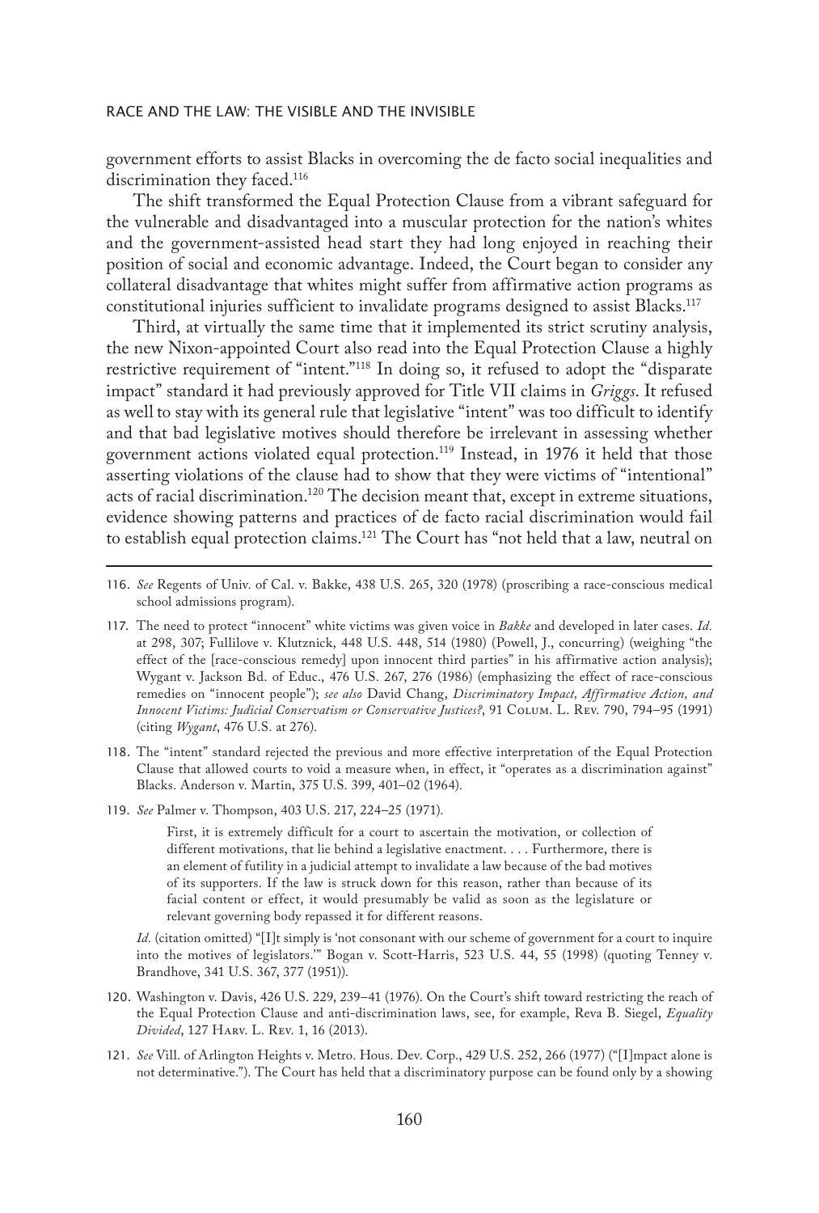government efforts to assist Blacks in overcoming the de facto social inequalities and discrimination they faced.[116]

The shift transformed the Equal Protection Clause from a vibrant safeguard for the vulnerable and disadvantaged into a muscular protection for the nation's whites and the government-assisted head start they had long enjoyed in reaching their position of social and economic advantage. Indeed, the Court began to consider any collateral disadvantage that whites might suffer from affirmative action programs as constitutional injuries sufficient to invalidate programs designed to assist Blacks.[117]

Third, at virtually the same time that it implemented its strict scrutiny analysis, the new Nixon-appointed Court also read into the Equal Protection Clause a highly restrictive requirement of "intent."[118] In doing so, it refused to adopt the "disparate impact" standard it had previously approved for Title VII claims in *Griggs*. It refused as well to stay with its general rule that legislative "intent" was too difficult to identify and that bad legislative motives should therefore be irrelevant in assessing whether government actions violated equal protection.[119] Instead, in 1976 it held that those asserting violations of the clause had to show that they were victims of "intentional" acts of racial discrimination.[120] The decision meant that, except in extreme situations, evidence showing patterns and practices of de facto racial discrimination would fail to establish equal protection claims.[121] The Court has "not held that a law, neutral on

---

116. *See* Regents of Univ. of Cal. v. Bakke, 438 U.S. 265, 320 (1978) (proscribing a race-conscious medical school admissions program).

117. The need to protect "innocent" white victims was given voice in *Bakke* and developed in later cases. *Id.* at 298, 307; Fullilove v. Klutznick, 448 U.S. 448, 514 (1980) (Powell, J., concurring) (weighing "the effect of the [race-conscious remedy] upon innocent third parties" in his affirmative action analysis); Wygant v. Jackson Bd. of Educ., 476 U.S. 267, 276 (1986) (emphasizing the effect of race-conscious remedies on "innocent people"); *see also* David Chang, *Discriminatory Impact, Affirmative Action, and Innocent Victims: Judicial Conservatism or Conservative Justices?*, 91 Colum. L. Rev. 790, 794–95 (1991) (citing *Wygant*, 476 U.S. at 276).

118. The "intent" standard rejected the previous and more effective interpretation of the Equal Protection Clause that allowed courts to void a measure when, in effect, it "operates as a discrimination against" Blacks. Anderson v. Martin, 375 U.S. 399, 401–02 (1964).

119. *See* Palmer v. Thompson, 403 U.S. 217, 224–25 (1971).

> First, it is extremely difficult for a court to ascertain the motivation, or collection of different motivations, that lie behind a legislative enactment. . . . Furthermore, there is an element of futility in a judicial attempt to invalidate a law because of the bad motives of its supporters. If the law is struck down for this reason, rather than because of its facial content or effect, it would presumably be valid as soon as the legislature or relevant governing body repassed it for different reasons.

*Id.* (citation omitted) "[I]t simply is 'not consonant with our scheme of government for a court to inquire into the motives of legislators.'" Bogan v. Scott-Harris, 523 U.S. 44, 55 (1998) (quoting Tenney v. Brandhove, 341 U.S. 367, 377 (1951)).

120. Washington v. Davis, 426 U.S. 229, 239–41 (1976). On the Court's shift toward restricting the reach of the Equal Protection Clause and anti-discrimination laws, see, for example, Reva B. Siegel, *Equality Divided*, 127 Harv. L. Rev. 1, 16 (2013).

121. *See* Vill. of Arlington Heights v. Metro. Hous. Dev. Corp., 429 U.S. 252, 266 (1977) ("[I]mpact alone is not determinative."). The Court has held that a discriminatory purpose can be found only by a showing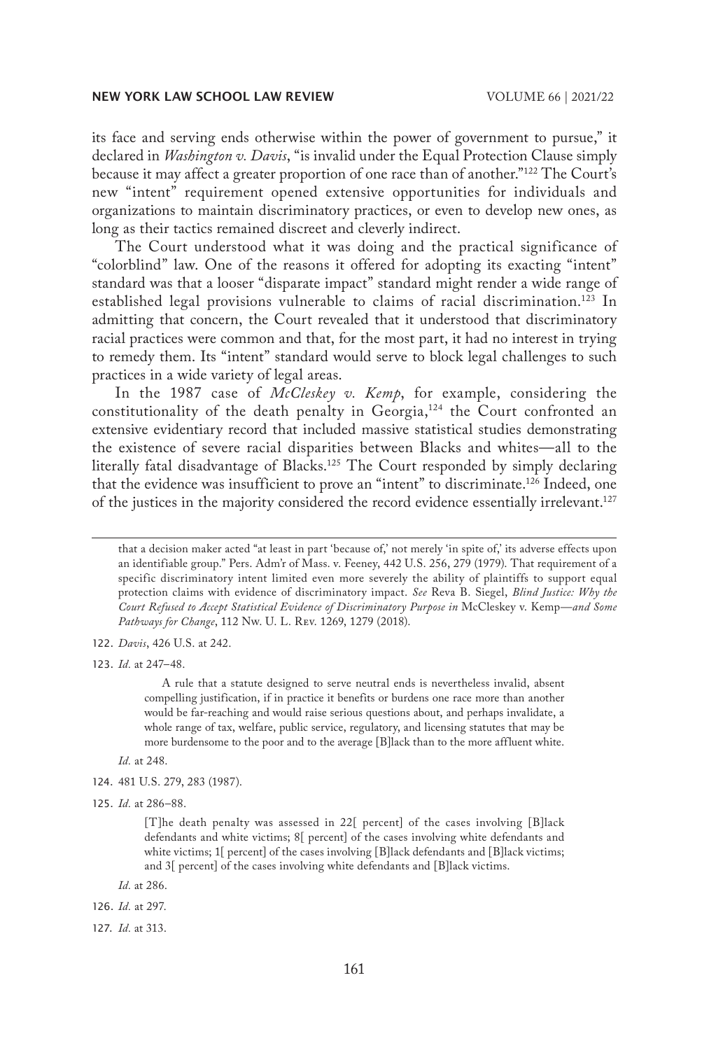its face and serving ends otherwise within the power of government to pursue," it declared in *Washington v. Davis*, "is invalid under the Equal Protection Clause simply because it may affect a greater proportion of one race than of another."[122] The Court's new "intent" requirement opened extensive opportunities for individuals and organizations to maintain discriminatory practices, or even to develop new ones, as long as their tactics remained discreet and cleverly indirect.

The Court understood what it was doing and the practical significance of "colorblind" law. One of the reasons it offered for adopting its exacting "intent" standard was that a looser "disparate impact" standard might render a wide range of established legal provisions vulnerable to claims of racial discrimination.[123] In admitting that concern, the Court revealed that it understood that discriminatory racial practices were common and that, for the most part, it had no interest in trying to remedy them. Its "intent" standard would serve to block legal challenges to such practices in a wide variety of legal areas.

In the 1987 case of *McCleskey v. Kemp*, for example, considering the constitutionality of the death penalty in Georgia,[124] the Court confronted an extensive evidentiary record that included massive statistical studies demonstrating the existence of severe racial disparities between Blacks and whites—all to the literally fatal disadvantage of Blacks.[125] The Court responded by simply declaring that the evidence was insufficient to prove an "intent" to discriminate.[126] Indeed, one of the justices in the majority considered the record evidence essentially irrelevant.[127]

---

that a decision maker acted "at least in part 'because of,' not merely 'in spite of,' its adverse effects upon an identifiable group." Pers. Adm'r of Mass. v. Feeney, 442 U.S. 256, 279 (1979). That requirement of a specific discriminatory intent limited even more severely the ability of plaintiffs to support equal protection claims with evidence of discriminatory impact. *See* Reva B. Siegel, *Blind Justice: Why the Court Refused to Accept Statistical Evidence of Discriminatory Purpose in* McCleskey v. Kemp*—and Some Pathways for Change*, 112 Nw. U. L. Rev. 1269, 1279 (2018).

122. *Davis*, 426 U.S. at 242.

123. *Id.* at 247–48.

> A rule that a statute designed to serve neutral ends is nevertheless invalid, absent compelling justification, if in practice it benefits or burdens one race more than another would be far-reaching and would raise serious questions about, and perhaps invalidate, a whole range of tax, welfare, public service, regulatory, and licensing statutes that may be more burdensome to the poor and to the average [B]lack than to the more affluent white.

*Id.* at 248.

124. 481 U.S. 279, 283 (1987).

125. *Id.* at 286–88.

> [T]he death penalty was assessed in 22[ percent] of the cases involving [B]lack defendants and white victims; 8[ percent] of the cases involving white defendants and white victims; 1[ percent] of the cases involving [B]lack defendants and [B]lack victims; and 3[ percent] of the cases involving white defendants and [B]lack victims.

*Id.* at 286.

126. *Id.* at 297.

127. *Id.* at 313.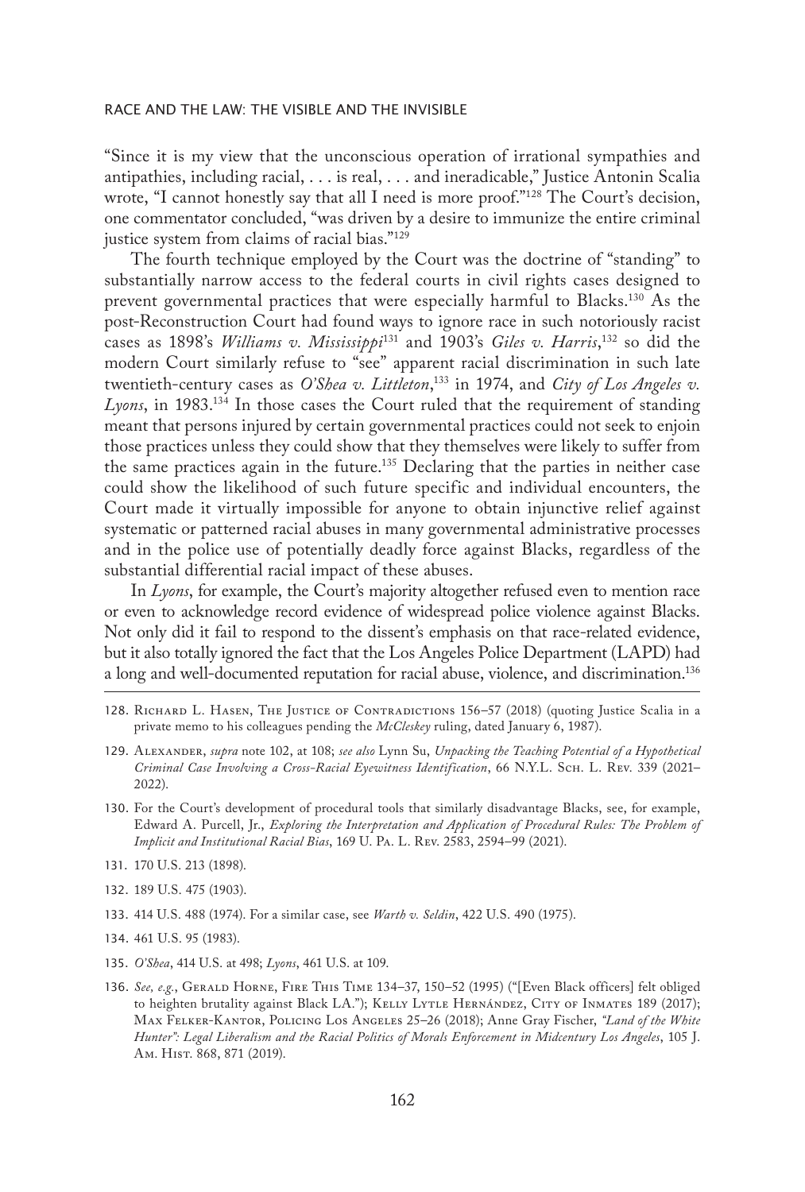"Since it is my view that the unconscious operation of irrational sympathies and antipathies, including racial, . . . is real, . . . and ineradicable," Justice Antonin Scalia wrote, "I cannot honestly say that all I need is more proof."[128] The Court's decision, one commentator concluded, "was driven by a desire to immunize the entire criminal justice system from claims of racial bias."[129]

The fourth technique employed by the Court was the doctrine of "standing" to substantially narrow access to the federal courts in civil rights cases designed to prevent governmental practices that were especially harmful to Blacks.[130] As the post-Reconstruction Court had found ways to ignore race in such notoriously racist cases as 1898's *Williams v. Mississippi*[131] and 1903's *Giles v. Harris*,[132] so did the modern Court similarly refuse to "see" apparent racial discrimination in such late twentieth-century cases as *O'Shea v. Littleton*,[133] in 1974, and *City of Los Angeles v. Lyons*, in 1983.[134] In those cases the Court ruled that the requirement of standing meant that persons injured by certain governmental practices could not seek to enjoin those practices unless they could show that they themselves were likely to suffer from the same practices again in the future.[135] Declaring that the parties in neither case could show the likelihood of such future specific and individual encounters, the Court made it virtually impossible for anyone to obtain injunctive relief against systematic or patterned racial abuses in many governmental administrative processes and in the police use of potentially deadly force against Blacks, regardless of the substantial differential racial impact of these abuses.

In *Lyons*, for example, the Court's majority altogether refused even to mention race or even to acknowledge record evidence of widespread police violence against Blacks. Not only did it fail to respond to the dissent's emphasis on that race-related evidence, but it also totally ignored the fact that the Los Angeles Police Department (LAPD) had a long and well-documented reputation for racial abuse, violence, and discrimination.[136]

---

128. Richard L. Hasen, The Justice of Contradictions 156–57 (2018) (quoting Justice Scalia in a private memo to his colleagues pending the *McCleskey* ruling, dated January 6, 1987).

129. Alexander, *supra* note 102, at 108; *see also* Lynn Su, *Unpacking the Teaching Potential of a Hypothetical Criminal Case Involving a Cross-Racial Eyewitness Identification*, 66 N.Y.L. Sch. L. Rev. 339 (2021–2022).

130. For the Court's development of procedural tools that similarly disadvantage Blacks, see, for example, Edward A. Purcell, Jr., *Exploring the Interpretation and Application of Procedural Rules: The Problem of Implicit and Institutional Racial Bias*, 169 U. Pa. L. Rev. 2583, 2594–99 (2021).

131. 170 U.S. 213 (1898).

132. 189 U.S. 475 (1903).

133. 414 U.S. 488 (1974). For a similar case, see *Warth v. Seldin*, 422 U.S. 490 (1975).

134. 461 U.S. 95 (1983).

135. *O'Shea*, 414 U.S. at 498; *Lyons*, 461 U.S. at 109.

136. *See, e.g.*, Gerald Horne, Fire This Time 134–37, 150–52 (1995) ("[Even Black officers] felt obliged to heighten brutality against Black LA."); Kelly Lytle Hernández, City of Inmates 189 (2017); Max Felker-Kantor, Policing Los Angeles 25–26 (2018); Anne Gray Fischer, *"Land of the White Hunter": Legal Liberalism and the Racial Politics of Morals Enforcement in Midcentury Los Angeles*, 105 J. Am. Hist. 868, 871 (2019).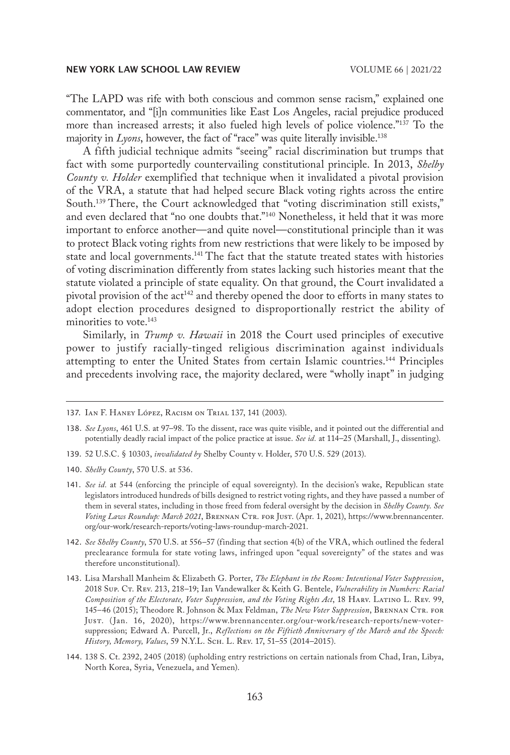"The LAPD was rife with both conscious and common sense racism," explained one commentator, and "[i]n communities like East Los Angeles, racial prejudice produced more than increased arrests; it also fueled high levels of police violence."[137] To the majority in *Lyons*, however, the fact of "race" was quite literally invisible.[138]

A fifth judicial technique admits "seeing" racial discrimination but trumps that fact with some purportedly countervailing constitutional principle. In 2013, *Shelby County v. Holder* exemplified that technique when it invalidated a pivotal provision of the VRA, a statute that had helped secure Black voting rights across the entire South.[139] There, the Court acknowledged that "voting discrimination still exists," and even declared that "no one doubts that."[140] Nonetheless, it held that it was more important to enforce another—and quite novel—constitutional principle than it was to protect Black voting rights from new restrictions that were likely to be imposed by state and local governments.[141] The fact that the statute treated states with histories of voting discrimination differently from states lacking such histories meant that the statute violated a principle of state equality. On that ground, the Court invalidated a pivotal provision of the act[142] and thereby opened the door to efforts in many states to adopt election procedures designed to disproportionally restrict the ability of minorities to vote.[143]

Similarly, in *Trump v. Hawaii* in 2018 the Court used principles of executive power to justify racially-tinged religious discrimination against individuals attempting to enter the United States from certain Islamic countries.[144] Principles and precedents involving race, the majority declared, were "wholly inapt" in judging

---

137. Ian F. Haney López, Racism on Trial 137, 141 (2003).

138. *See Lyons*, 461 U.S. at 97–98. To the dissent, race was quite visible, and it pointed out the differential and potentially deadly racial impact of the police practice at issue. *See id.* at 114–25 (Marshall, J., dissenting).

139. 52 U.S.C. § 10303, *invalidated by* Shelby County v. Holder, 570 U.S. 529 (2013).

140. *Shelby County*, 570 U.S. at 536.

141. *See id.* at 544 (enforcing the principle of equal sovereignty). In the decision's wake, Republican state legislators introduced hundreds of bills designed to restrict voting rights, and they have passed a number of them in several states, including in those freed from federal oversight by the decision in *Shelby County*. *See Voting Laws Roundup: March 2021*, Brennan Ctr. for Just. (Apr. 1, 2021), https://www.brennancenter.org/our-work/research-reports/voting-laws-roundup-march-2021.

142. *See Shelby County*, 570 U.S. at 556–57 (finding that section 4(b) of the VRA, which outlined the federal preclearance formula for state voting laws, infringed upon "equal sovereignty" of the states and was therefore unconstitutional).

143. Lisa Marshall Manheim & Elizabeth G. Porter, *The Elephant in the Room: Intentional Voter Suppression*, 2018 Sup. Ct. Rev. 213, 218–19; Ian Vandewalker & Keith G. Bentele, *Vulnerability in Numbers: Racial Composition of the Electorate, Voter Suppression, and the Voting Rights Act*, 18 Harv. Latino L. Rev. 99, 145–46 (2015); Theodore R. Johnson & Max Feldman, *The New Voter Suppression*, Brennan Ctr. for Just. (Jan. 16, 2020), https://www.brennancenter.org/our-work/research-reports/new-voter-suppression; Edward A. Purcell, Jr., *Reflections on the Fiftieth Anniversary of the March and the Speech: History, Memory, Values*, 59 N.Y.L. Sch. L. Rev. 17, 51–55 (2014–2015).

144. 138 S. Ct. 2392, 2405 (2018) (upholding entry restrictions on certain nationals from Chad, Iran, Libya, North Korea, Syria, Venezuela, and Yemen).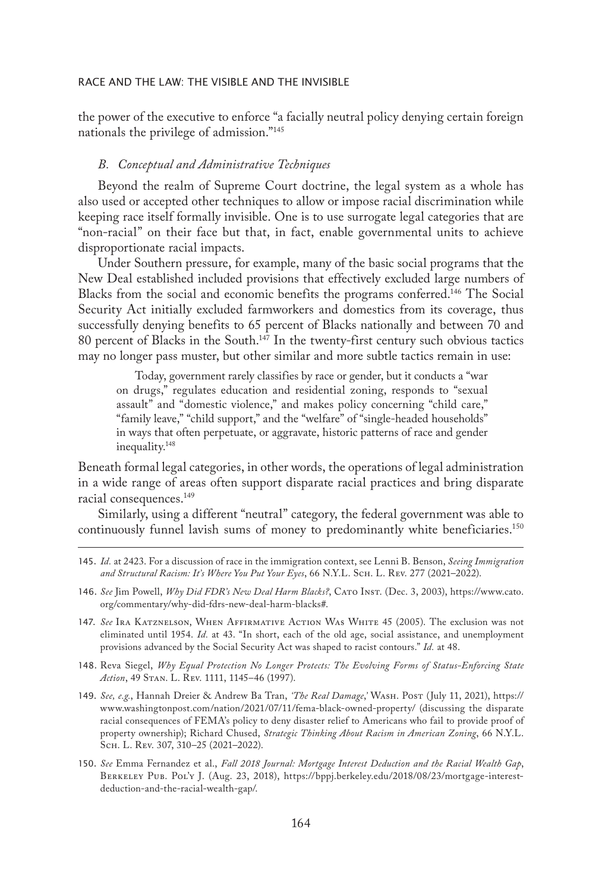the power of the executive to enforce "a facially neutral policy denying certain foreign nationals the privilege of admission."[145]

### *B. Conceptual and Administrative Techniques*

Beyond the realm of Supreme Court doctrine, the legal system as a whole has also used or accepted other techniques to allow or impose racial discrimination while keeping race itself formally invisible. One is to use surrogate legal categories that are "non-racial" on their face but that, in fact, enable governmental units to achieve disproportionate racial impacts.

Under Southern pressure, for example, many of the basic social programs that the New Deal established included provisions that effectively excluded large numbers of Blacks from the social and economic benefits the programs conferred.[146] The Social Security Act initially excluded farmworkers and domestics from its coverage, thus successfully denying benefits to 65 percent of Blacks nationally and between 70 and 80 percent of Blacks in the South.[147] In the twenty-first century such obvious tactics may no longer pass muster, but other similar and more subtle tactics remain in use:

> Today, government rarely classifies by race or gender, but it conducts a "war on drugs," regulates education and residential zoning, responds to "sexual assault" and "domestic violence," and makes policy concerning "child care," "family leave," "child support," and the "welfare" of "single-headed households" in ways that often perpetuate, or aggravate, historic patterns of race and gender inequality.[148]

Beneath formal legal categories, in other words, the operations of legal administration in a wide range of areas often support disparate racial practices and bring disparate racial consequences.[149]

Similarly, using a different "neutral" category, the federal government was able to continuously funnel lavish sums of money to predominantly white beneficiaries.[150]

---

145. *Id.* at 2423. For a discussion of race in the immigration context, see Lenni B. Benson, *Seeing Immigration and Structural Racism: It's Where You Put Your Eyes*, 66 N.Y.L. Sch. L. Rev. 277 (2021–2022).

146. *See* Jim Powell, *Why Did FDR's New Deal Harm Blacks?*, Cato Inst. (Dec. 3, 2003), https://www.cato.org/commentary/why-did-fdrs-new-deal-harm-blacks#.

147. *See* Ira Katznelson, When Affirmative Action Was White 45 (2005). The exclusion was not eliminated until 1954. *Id.* at 43. "In short, each of the old age, social assistance, and unemployment provisions advanced by the Social Security Act was shaped to racist contours." *Id.* at 48.

148. Reva Siegel, *Why Equal Protection No Longer Protects: The Evolving Forms of Status-Enforcing State Action*, 49 Stan. L. Rev. 1111, 1145–46 (1997).

149. *See, e.g.*, Hannah Dreier & Andrew Ba Tran, *'The Real Damage*,*'* Wash. Post (July 11, 2021), https://www.washingtonpost.com/nation/2021/07/11/fema-black-owned-property/ (discussing the disparate racial consequences of FEMA's policy to deny disaster relief to Americans who fail to provide proof of property ownership); Richard Chused, *Strategic Thinking About Racism in American Zoning*, 66 N.Y.L. Sch. L. Rev. 307, 310–25 (2021–2022).

150. *See* Emma Fernandez et al., *Fall 2018 Journal: Mortgage Interest Deduction and the Racial Wealth Gap*, Berkeley Pub. Pol'y J. (Aug. 23, 2018), https://bppj.berkeley.edu/2018/08/23/mortgage-interest-deduction-and-the-racial-wealth-gap/.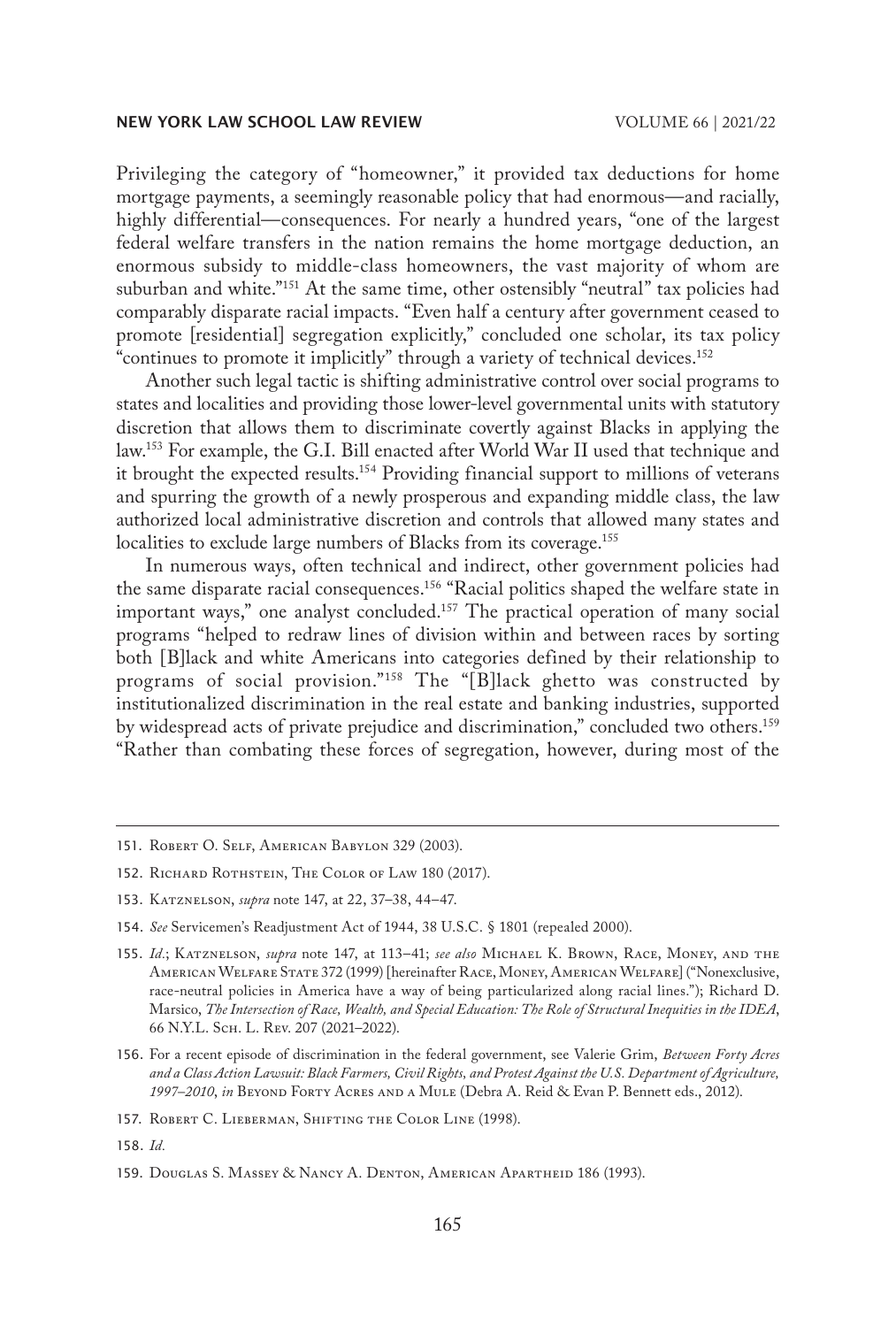Privileging the category of "homeowner," it provided tax deductions for home mortgage payments, a seemingly reasonable policy that had enormous—and racially, highly differential—consequences. For nearly a hundred years, "one of the largest federal welfare transfers in the nation remains the home mortgage deduction, an enormous subsidy to middle-class homeowners, the vast majority of whom are suburban and white."[151] At the same time, other ostensibly "neutral" tax policies had comparably disparate racial impacts. "Even half a century after government ceased to promote [residential] segregation explicitly," concluded one scholar, its tax policy "continues to promote it implicitly" through a variety of technical devices.[152]

Another such legal tactic is shifting administrative control over social programs to states and localities and providing those lower-level governmental units with statutory discretion that allows them to discriminate covertly against Blacks in applying the law.[153] For example, the G.I. Bill enacted after World War II used that technique and it brought the expected results.[154] Providing financial support to millions of veterans and spurring the growth of a newly prosperous and expanding middle class, the law authorized local administrative discretion and controls that allowed many states and localities to exclude large numbers of Blacks from its coverage.[155]

In numerous ways, often technical and indirect, other government policies had the same disparate racial consequences.[156] "Racial politics shaped the welfare state in important ways," one analyst concluded.[157] The practical operation of many social programs "helped to redraw lines of division within and between races by sorting both [B]lack and white Americans into categories defined by their relationship to programs of social provision."[158] The "[B]lack ghetto was constructed by institutionalized discrimination in the real estate and banking industries, supported by widespread acts of private prejudice and discrimination," concluded two others.[159] "Rather than combating these forces of segregation, however, during most of the

---

151. Robert O. Self, American Babylon 329 (2003).

152. Richard Rothstein, The Color of Law 180 (2017).

153. Katznelson, *supra* note 147, at 22, 37–38, 44–47.

154. *See* Servicemen's Readjustment Act of 1944, 38 U.S.C. § 1801 (repealed 2000).

155. *Id.*; Katznelson, *supra* note 147, at 113–41; *see also* Michael K. Brown, Race, Money, and the American Welfare State 372 (1999) [hereinafter Race, Money, American Welfare] ("Nonexclusive, race-neutral policies in America have a way of being particularized along racial lines."); Richard D. Marsico, *The Intersection of Race, Wealth, and Special Education: The Role of Structural Inequities in the IDEA*, 66 N.Y.L. Sch. L. Rev. 207 (2021–2022).

156. For a recent episode of discrimination in the federal government, see Valerie Grim, *Between Forty Acres and a Class Action Lawsuit: Black Farmers, Civil Rights, and Protest Against the U.S. Department of Agriculture, 1997–2010*, *in* Beyond Forty Acres and a Mule (Debra A. Reid & Evan P. Bennett eds., 2012).

157. Robert C. Lieberman, Shifting the Color Line (1998).

158. *Id.*

159. Douglas S. Massey & Nancy A. Denton, American Apartheid 186 (1993).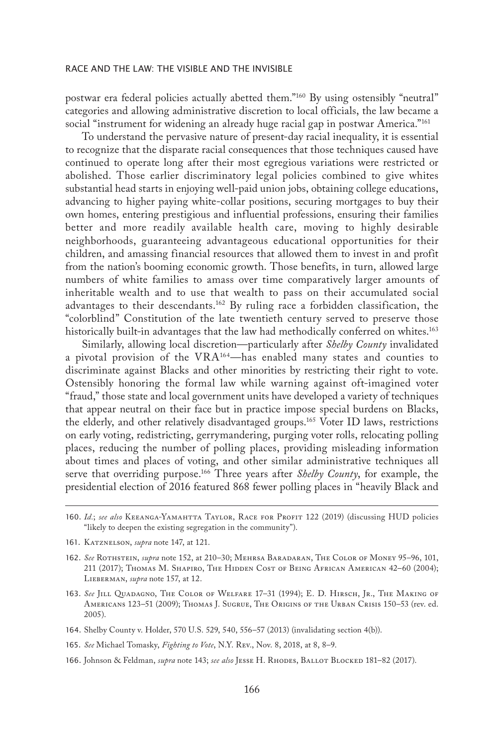postwar era federal policies actually abetted them."[160] By using ostensibly "neutral" categories and allowing administrative discretion to local officials, the law became a social "instrument for widening an already huge racial gap in postwar America."[161]

To understand the pervasive nature of present-day racial inequality, it is essential to recognize that the disparate racial consequences that those techniques caused have continued to operate long after their most egregious variations were restricted or abolished. Those earlier discriminatory legal policies combined to give whites substantial head starts in enjoying well-paid union jobs, obtaining college educations, advancing to higher paying white-collar positions, securing mortgages to buy their own homes, entering prestigious and influential professions, ensuring their families better and more readily available health care, moving to highly desirable neighborhoods, guaranteeing advantageous educational opportunities for their children, and amassing financial resources that allowed them to invest in and profit from the nation's booming economic growth. Those benefits, in turn, allowed large numbers of white families to amass over time comparatively larger amounts of inheritable wealth and to use that wealth to pass on their accumulated social advantages to their descendants.[162] By ruling race a forbidden classification, the "colorblind" Constitution of the late twentieth century served to preserve those historically built-in advantages that the law had methodically conferred on whites.[163]

Similarly, allowing local discretion—particularly after *Shelby County* invalidated a pivotal provision of the VRA[164]—has enabled many states and counties to discriminate against Blacks and other minorities by restricting their right to vote. Ostensibly honoring the formal law while warning against oft-imagined voter "fraud," those state and local government units have developed a variety of techniques that appear neutral on their face but in practice impose special burdens on Blacks, the elderly, and other relatively disadvantaged groups.[165] Voter ID laws, restrictions on early voting, redistricting, gerrymandering, purging voter rolls, relocating polling places, reducing the number of polling places, providing misleading information about times and places of voting, and other similar administrative techniques all serve that overriding purpose.[166] Three years after *Shelby County*, for example, the presidential election of 2016 featured 868 fewer polling places in "heavily Black and

---

160. *Id.*; *see also* Keeanga-Yamahtta Taylor, Race for Profit 122 (2019) (discussing HUD policies "likely to deepen the existing segregation in the community").

161. Katznelson, *supra* note 147, at 121.

162. *See* Rothstein, *supra* note 152, at 210–30; Mehrsa Baradaran, The Color of Money 95–96, 101, 211 (2017); Thomas M. Shapiro, The Hidden Cost of Being African American 42–60 (2004); Lieberman, *supra* note 157, at 12.

163. *See* Jill Quadagno, The Color of Welfare 17–31 (1994); E. D. Hirsch, Jr., The Making of Americans 123–51 (2009); Thomas J. Sugrue, The Origins of the Urban Crisis 150–53 (rev. ed. 2005).

164. Shelby County v. Holder, 570 U.S. 529, 540, 556–57 (2013) (invalidating section 4(b)).

165. *See* Michael Tomasky, *Fighting to Vote*, N.Y. Rev., Nov. 8, 2018, at 8, 8–9.

166. Johnson & Feldman, *supra* note 143; *see also* Jesse H. Rhodes, Ballot Blocked 181–82 (2017).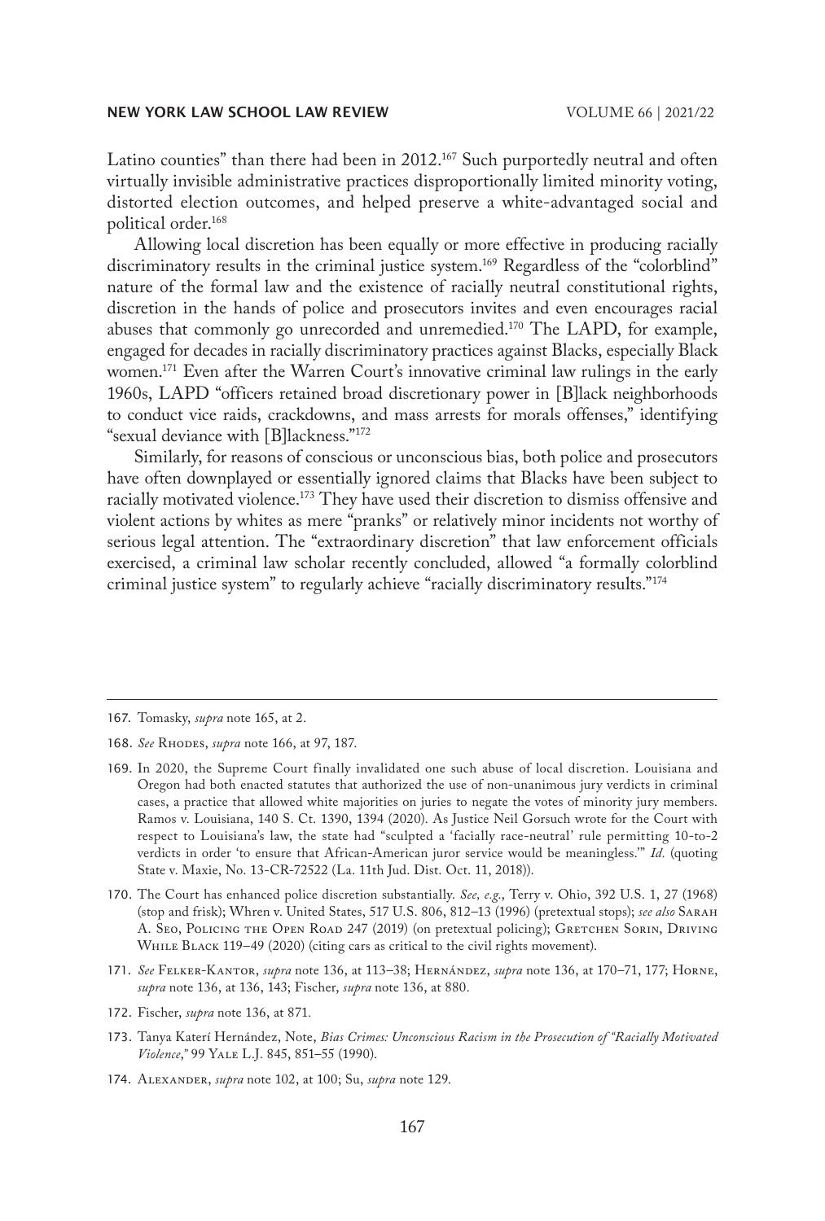Latino counties" than there had been in 2012.[167] Such purportedly neutral and often virtually invisible administrative practices disproportionally limited minority voting, distorted election outcomes, and helped preserve a white-advantaged social and political order.[168]

Allowing local discretion has been equally or more effective in producing racially discriminatory results in the criminal justice system.[169] Regardless of the "colorblind" nature of the formal law and the existence of racially neutral constitutional rights, discretion in the hands of police and prosecutors invites and even encourages racial abuses that commonly go unrecorded and unremedied.[170] The LAPD, for example, engaged for decades in racially discriminatory practices against Blacks, especially Black women.[171] Even after the Warren Court's innovative criminal law rulings in the early 1960s, LAPD "officers retained broad discretionary power in [B]lack neighborhoods to conduct vice raids, crackdowns, and mass arrests for morals offenses," identifying "sexual deviance with [B]lackness."[172]

Similarly, for reasons of conscious or unconscious bias, both police and prosecutors have often downplayed or essentially ignored claims that Blacks have been subject to racially motivated violence.[173] They have used their discretion to dismiss offensive and violent actions by whites as mere "pranks" or relatively minor incidents not worthy of serious legal attention. The "extraordinary discretion" that law enforcement officials exercised, a criminal law scholar recently concluded, allowed "a formally colorblind criminal justice system" to regularly achieve "racially discriminatory results."[174]

---

167. Tomasky, *supra* note 165, at 2.

168. *See* Rhodes, *supra* note 166, at 97, 187.

169. In 2020, the Supreme Court finally invalidated one such abuse of local discretion. Louisiana and Oregon had both enacted statutes that authorized the use of non-unanimous jury verdicts in criminal cases, a practice that allowed white majorities on juries to negate the votes of minority jury members. Ramos v. Louisiana, 140 S. Ct. 1390, 1394 (2020). As Justice Neil Gorsuch wrote for the Court with respect to Louisiana's law, the state had "sculpted a 'facially race-neutral' rule permitting 10-to-2 verdicts in order 'to ensure that African-American juror service would be meaningless.'" *Id.* (quoting State v. Maxie, No. 13-CR-72522 (La. 11th Jud. Dist. Oct. 11, 2018)).

170. The Court has enhanced police discretion substantially. *See, e.g.*, Terry v. Ohio, 392 U.S. 1, 27 (1968) (stop and frisk); Whren v. United States, 517 U.S. 806, 812–13 (1996) (pretextual stops); *see also* Sarah A. Seo, Policing the Open Road 247 (2019) (on pretextual policing); Gretchen Sorin, Driving While Black 119–49 (2020) (citing cars as critical to the civil rights movement).

171. *See* Felker-Kantor, *supra* note 136, at 113–38; Hernández, *supra* note 136, at 170–71, 177; Horne, *supra* note 136, at 136, 143; Fischer, *supra* note 136, at 880.

172. Fischer, *supra* note 136, at 871.

173. Tanya Katerí Hernández, Note, *Bias Crimes: Unconscious Racism in the Prosecution of "Racially Motivated Violence*,*"* 99 Yale L.J. 845, 851–55 (1990).

174. Alexander, *supra* note 102, at 100; Su, *supra* note 129.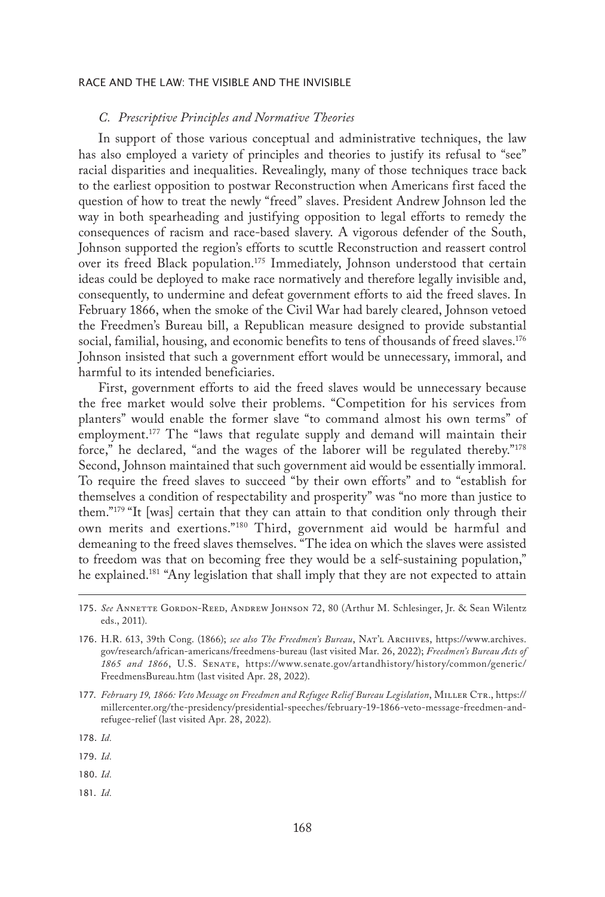### *C. Prescriptive Principles and Normative Theories*

In support of those various conceptual and administrative techniques, the law has also employed a variety of principles and theories to justify its refusal to "see" racial disparities and inequalities. Revealingly, many of those techniques trace back to the earliest opposition to postwar Reconstruction when Americans first faced the question of how to treat the newly "freed" slaves. President Andrew Johnson led the way in both spearheading and justifying opposition to legal efforts to remedy the consequences of racism and race-based slavery. A vigorous defender of the South, Johnson supported the region's efforts to scuttle Reconstruction and reassert control over its freed Black population.[175] Immediately, Johnson understood that certain ideas could be deployed to make race normatively and therefore legally invisible and, consequently, to undermine and defeat government efforts to aid the freed slaves. In February 1866, when the smoke of the Civil War had barely cleared, Johnson vetoed the Freedmen's Bureau bill, a Republican measure designed to provide substantial social, familial, housing, and economic benefits to tens of thousands of freed slaves.[176] Johnson insisted that such a government effort would be unnecessary, immoral, and harmful to its intended beneficiaries.

First, government efforts to aid the freed slaves would be unnecessary because the free market would solve their problems. "Competition for his services from planters" would enable the former slave "to command almost his own terms" of employment.[177] The "laws that regulate supply and demand will maintain their force," he declared, "and the wages of the laborer will be regulated thereby."[178] Second, Johnson maintained that such government aid would be essentially immoral. To require the freed slaves to succeed "by their own efforts" and to "establish for themselves a condition of respectability and prosperity" was "no more than justice to them."[179] "It [was] certain that they can attain to that condition only through their own merits and exertions."[180] Third, government aid would be harmful and demeaning to the freed slaves themselves. "The idea on which the slaves were assisted to freedom was that on becoming free they would be a self-sustaining population," he explained.[181] "Any legislation that shall imply that they are not expected to attain

---

175. *See* Annette Gordon-Reed, Andrew Johnson 72, 80 (Arthur M. Schlesinger, Jr. & Sean Wilentz eds., 2011).

176. H.R. 613, 39th Cong. (1866); *see also The Freedmen's Bureau*, Nat'l Archives, https://www.archives.gov/research/african-americans/freedmens-bureau (last visited Mar. 26, 2022); *Freedmen's Bureau Acts of 1865 and 1866*, U.S. Senate, https://www.senate.gov/artandhistory/history/common/generic/FreedmensBureau.htm (last visited Apr. 28, 2022).

177. *February 19, 1866: Veto Message on Freedmen and Refugee Relief Bureau Legislation*, Miller Ctr., https://millercenter.org/the-presidency/presidential-speeches/february-19-1866-veto-message-freedmen-and-refugee-relief (last visited Apr. 28, 2022).

178. *Id.*

179. *Id.*

180. *Id.*

181. *Id.*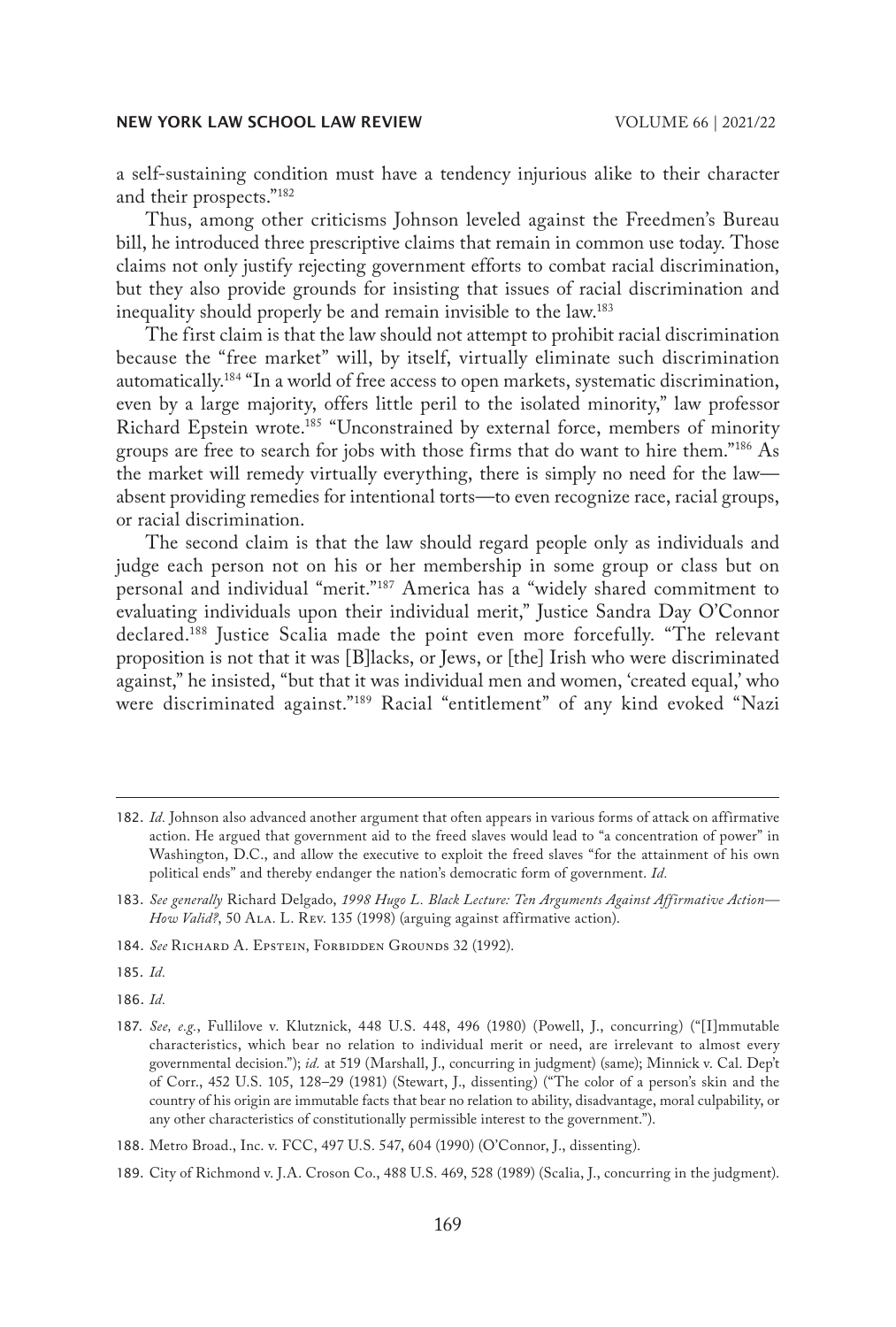a self-sustaining condition must have a tendency injurious alike to their character and their prospects."[182]

Thus, among other criticisms Johnson leveled against the Freedmen's Bureau bill, he introduced three prescriptive claims that remain in common use today. Those claims not only justify rejecting government efforts to combat racial discrimination, but they also provide grounds for insisting that issues of racial discrimination and inequality should properly be and remain invisible to the law.[183]

The first claim is that the law should not attempt to prohibit racial discrimination because the "free market" will, by itself, virtually eliminate such discrimination automatically.[184] "In a world of free access to open markets, systematic discrimination, even by a large majority, offers little peril to the isolated minority," law professor Richard Epstein wrote.[185] "Unconstrained by external force, members of minority groups are free to search for jobs with those firms that do want to hire them."[186] As the market will remedy virtually everything, there is simply no need for the law—absent providing remedies for intentional torts—to even recognize race, racial groups, or racial discrimination.

The second claim is that the law should regard people only as individuals and judge each person not on his or her membership in some group or class but on personal and individual "merit."[187] America has a "widely shared commitment to evaluating individuals upon their individual merit," Justice Sandra Day O'Connor declared.[188] Justice Scalia made the point even more forcefully. "The relevant proposition is not that it was [B]lacks, or Jews, or [the] Irish who were discriminated against," he insisted, "but that it was individual men and women, 'created equal,' who were discriminated against."[189] Racial "entitlement" of any kind evoked "Nazi

---

182. *Id.* Johnson also advanced another argument that often appears in various forms of attack on affirmative action. He argued that government aid to the freed slaves would lead to "a concentration of power" in Washington, D.C., and allow the executive to exploit the freed slaves "for the attainment of his own political ends" and thereby endanger the nation's democratic form of government. *Id.*

183. *See generally* Richard Delgado, *1998 Hugo L. Black Lecture: Ten Arguments Against Affirmative Action—How Valid?*, 50 Ala. L. Rev. 135 (1998) (arguing against affirmative action).

184. *See* Richard A. Epstein, Forbidden Grounds 32 (1992).

185. *Id.*

186. *Id.*

187. *See, e.g.*, Fullilove v. Klutznick, 448 U.S. 448, 496 (1980) (Powell, J., concurring) ("[I]mmutable characteristics, which bear no relation to individual merit or need, are irrelevant to almost every governmental decision."); *id.* at 519 (Marshall, J., concurring in judgment) (same); Minnick v. Cal. Dep't of Corr., 452 U.S. 105, 128–29 (1981) (Stewart, J., dissenting) ("The color of a person's skin and the country of his origin are immutable facts that bear no relation to ability, disadvantage, moral culpability, or any other characteristics of constitutionally permissible interest to the government.").

188. Metro Broad., Inc. v. FCC, 497 U.S. 547, 604 (1990) (O'Connor, J., dissenting).

189. City of Richmond v. J.A. Croson Co., 488 U.S. 469, 528 (1989) (Scalia, J., concurring in the judgment).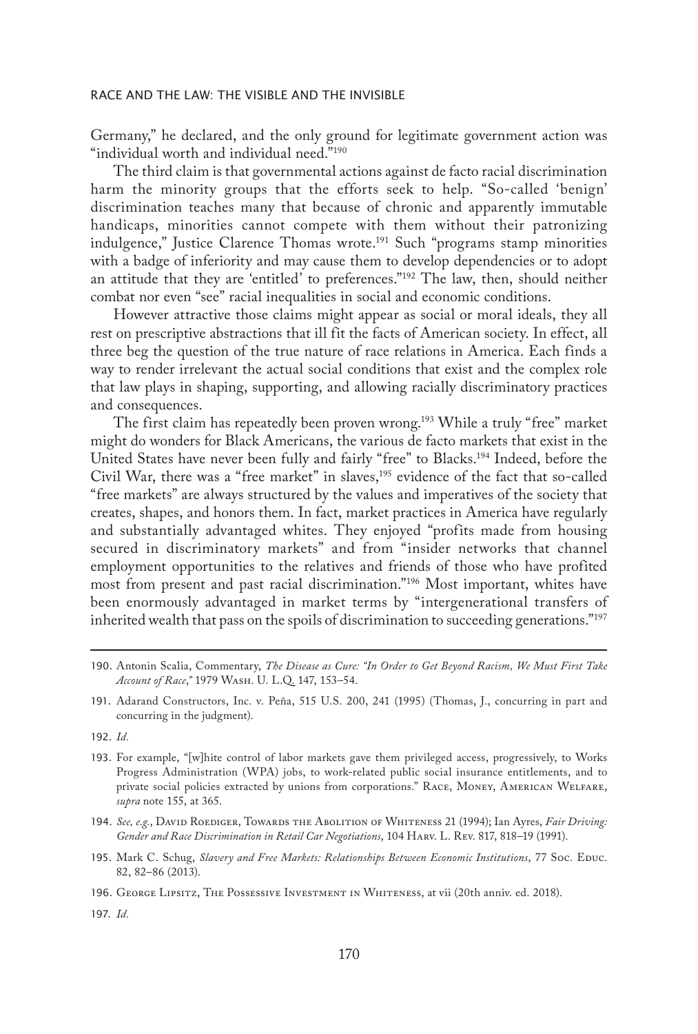Germany," he declared, and the only ground for legitimate government action was "individual worth and individual need."[190]

The third claim is that governmental actions against de facto racial discrimination harm the minority groups that the efforts seek to help. "So-called 'benign' discrimination teaches many that because of chronic and apparently immutable handicaps, minorities cannot compete with them without their patronizing indulgence," Justice Clarence Thomas wrote.[191] Such "programs stamp minorities with a badge of inferiority and may cause them to develop dependencies or to adopt an attitude that they are 'entitled' to preferences."[192] The law, then, should neither combat nor even "see" racial inequalities in social and economic conditions.

However attractive those claims might appear as social or moral ideals, they all rest on prescriptive abstractions that ill fit the facts of American society. In effect, all three beg the question of the true nature of race relations in America. Each finds a way to render irrelevant the actual social conditions that exist and the complex role that law plays in shaping, supporting, and allowing racially discriminatory practices and consequences.

The first claim has repeatedly been proven wrong.[193] While a truly "free" market might do wonders for Black Americans, the various de facto markets that exist in the United States have never been fully and fairly "free" to Blacks.[194] Indeed, before the Civil War, there was a "free market" in slaves,[195] evidence of the fact that so-called "free markets" are always structured by the values and imperatives of the society that creates, shapes, and honors them. In fact, market practices in America have regularly and substantially advantaged whites. They enjoyed "profits made from housing secured in discriminatory markets" and from "insider networks that channel employment opportunities to the relatives and friends of those who have profited most from present and past racial discrimination."[196] Most important, whites have been enormously advantaged in market terms by "intergenerational transfers of inherited wealth that pass on the spoils of discrimination to succeeding generations."[197]

---

190. Antonin Scalia, Commentary, *The Disease as Cure: "In Order to Get Beyond Racism, We Must First Take Account of Race*," 1979 Wash. U. L.Q. 147, 153–54.

191. Adarand Constructors, Inc. v. Peña, 515 U.S. 200, 241 (1995) (Thomas, J., concurring in part and concurring in the judgment).

192. *Id.*

193. For example, "[w]hite control of labor markets gave them privileged access, progressively, to Works Progress Administration (WPA) jobs, to work-related public social insurance entitlements, and to private social policies extracted by unions from corporations." Race, Money, American Welfare, *supra* note 155, at 365.

194. *See, e.g.*, David Roediger, Towards the Abolition of Whiteness 21 (1994); Ian Ayres, *Fair Driving: Gender and Race Discrimination in Retail Car Negotiations*, 104 Harv. L. Rev. 817, 818–19 (1991).

195. Mark C. Schug, *Slavery and Free Markets: Relationships Between Economic Institutions*, 77 Soc. Educ. 82, 82–86 (2013).

196. George Lipsitz, The Possessive Investment in Whiteness, at vii (20th anniv. ed. 2018).

197. *Id.*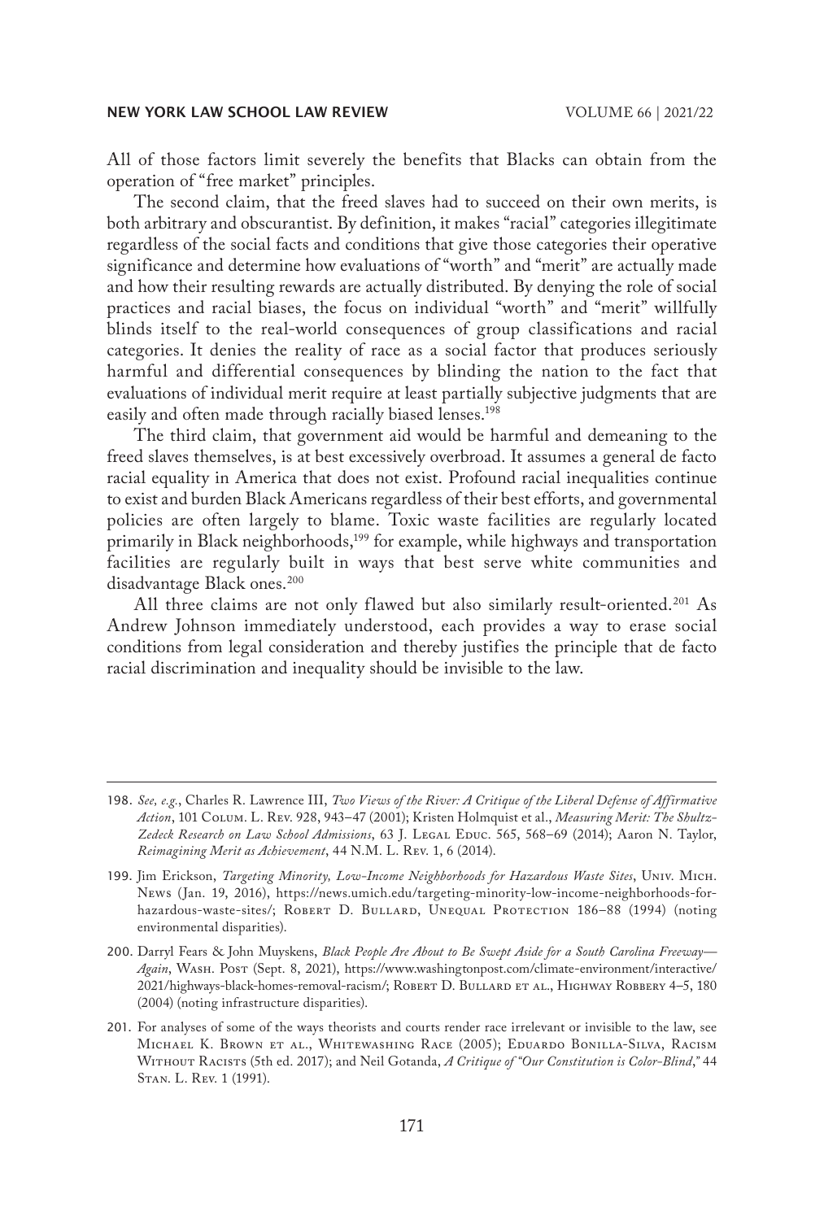All of those factors limit severely the benefits that Blacks can obtain from the operation of "free market" principles.

The second claim, that the freed slaves had to succeed on their own merits, is both arbitrary and obscurantist. By definition, it makes "racial" categories illegitimate regardless of the social facts and conditions that give those categories their operative significance and determine how evaluations of "worth" and "merit" are actually made and how their resulting rewards are actually distributed. By denying the role of social practices and racial biases, the focus on individual "worth" and "merit" willfully blinds itself to the real-world consequences of group classifications and racial categories. It denies the reality of race as a social factor that produces seriously harmful and differential consequences by blinding the nation to the fact that evaluations of individual merit require at least partially subjective judgments that are easily and often made through racially biased lenses.[198]

The third claim, that government aid would be harmful and demeaning to the freed slaves themselves, is at best excessively overbroad. It assumes a general de facto racial equality in America that does not exist. Profound racial inequalities continue to exist and burden Black Americans regardless of their best efforts, and governmental policies are often largely to blame. Toxic waste facilities are regularly located primarily in Black neighborhoods,[199] for example, while highways and transportation facilities are regularly built in ways that best serve white communities and disadvantage Black ones.[200]

All three claims are not only flawed but also similarly result-oriented.[201] As Andrew Johnson immediately understood, each provides a way to erase social conditions from legal consideration and thereby justifies the principle that de facto racial discrimination and inequality should be invisible to the law.

---

198. *See, e.g.*, Charles R. Lawrence III, *Two Views of the River: A Critique of the Liberal Defense of Affirmative Action*, 101 Colum. L. Rev. 928, 943–47 (2001); Kristen Holmquist et al., *Measuring Merit: The Shultz-Zedeck Research on Law School Admissions*, 63 J. Legal Educ. 565, 568–69 (2014); Aaron N. Taylor, *Reimagining Merit as Achievement*, 44 N.M. L. Rev. 1, 6 (2014).

199. Jim Erickson, *Targeting Minority, Low-Income Neighborhoods for Hazardous Waste Sites*, Univ. Mich. News (Jan. 19, 2016), https://news.umich.edu/targeting-minority-low-income-neighborhoods-for-hazardous-waste-sites/; Robert D. Bullard, Unequal Protection 186–88 (1994) (noting environmental disparities).

200. Darryl Fears & John Muyskens, *Black People Are About to Be Swept Aside for a South Carolina Freeway—Again*, Wash. Post (Sept. 8, 2021), https://www.washingtonpost.com/climate-environment/interactive/2021/highways-black-homes-removal-racism/; Robert D. Bullard et al., Highway Robbery 4–5, 180 (2004) (noting infrastructure disparities).

201. For analyses of some of the ways theorists and courts render race irrelevant or invisible to the law, see Michael K. Brown et al., Whitewashing Race (2005); Eduardo Bonilla-Silva, Racism Without Racists (5th ed. 2017); and Neil Gotanda, *A Critique of "Our Constitution is Color-Blind*,*"* 44 Stan. L. Rev. 1 (1991).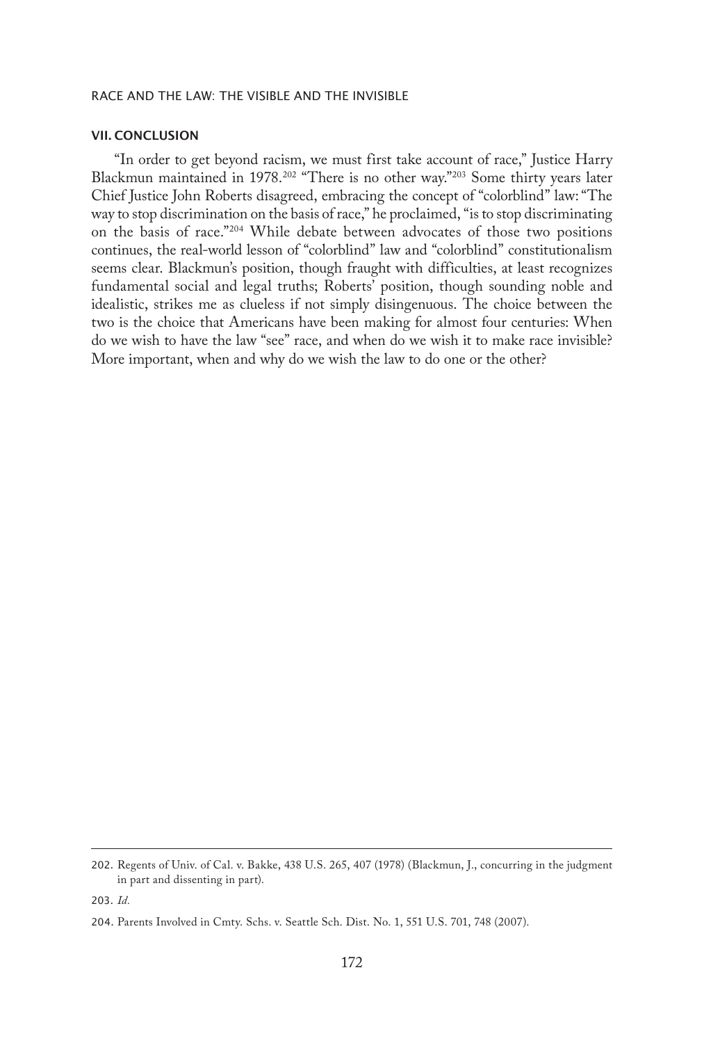## VII. CONCLUSION

"In order to get beyond racism, we must first take account of race," Justice Harry Blackmun maintained in 1978.[202] "There is no other way."[203] Some thirty years later Chief Justice John Roberts disagreed, embracing the concept of "colorblind" law: "The way to stop discrimination on the basis of race," he proclaimed, "is to stop discriminating on the basis of race."[204] While debate between advocates of those two positions continues, the real-world lesson of "colorblind" law and "colorblind" constitutionalism seems clear. Blackmun's position, though fraught with difficulties, at least recognizes fundamental social and legal truths; Roberts' position, though sounding noble and idealistic, strikes me as clueless if not simply disingenuous. The choice between the two is the choice that Americans have been making for almost four centuries: When do we wish to have the law "see" race, and when do we wish it to make race invisible? More important, when and why do we wish the law to do one or the other?

---

202. Regents of Univ. of Cal. v. Bakke, 438 U.S. 265, 407 (1978) (Blackmun, J., concurring in the judgment in part and dissenting in part).

203. *Id.*

204. Parents Involved in Cmty. Schs. v. Seattle Sch. Dist. No. 1, 551 U.S. 701, 748 (2007).